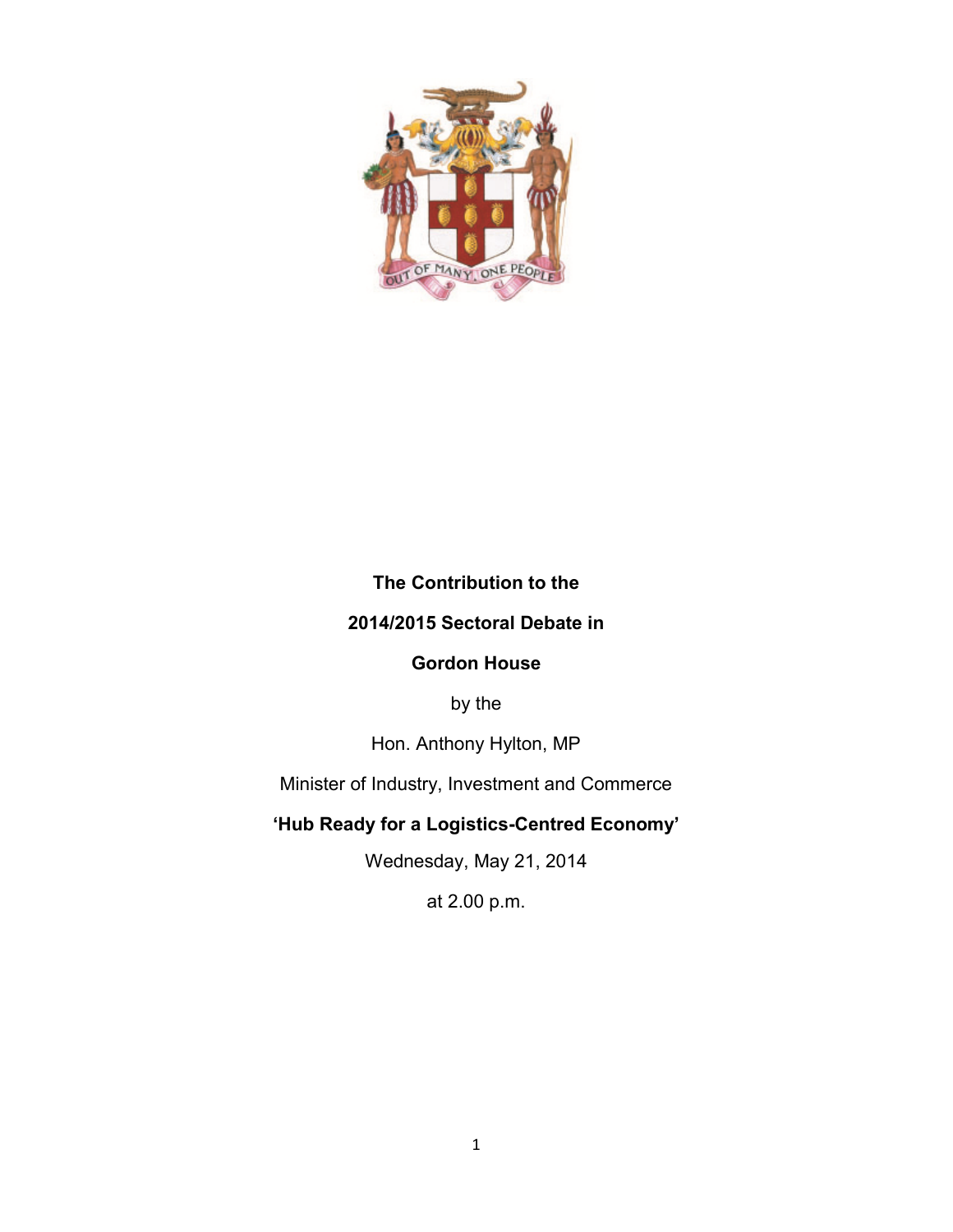OUT OF MANY, ONE PEOPLE

**The Contribution to the**

**2014/2015 Sectoral Debate in**

**Gordon House**

by the

Hon. Anthony Hylton, MP

Minister of Industry, Investment and Commerce

**'Hub Ready for a Logistics-Centred Economy'**

Wednesday, May 21, 2014

at 2.00 p.m.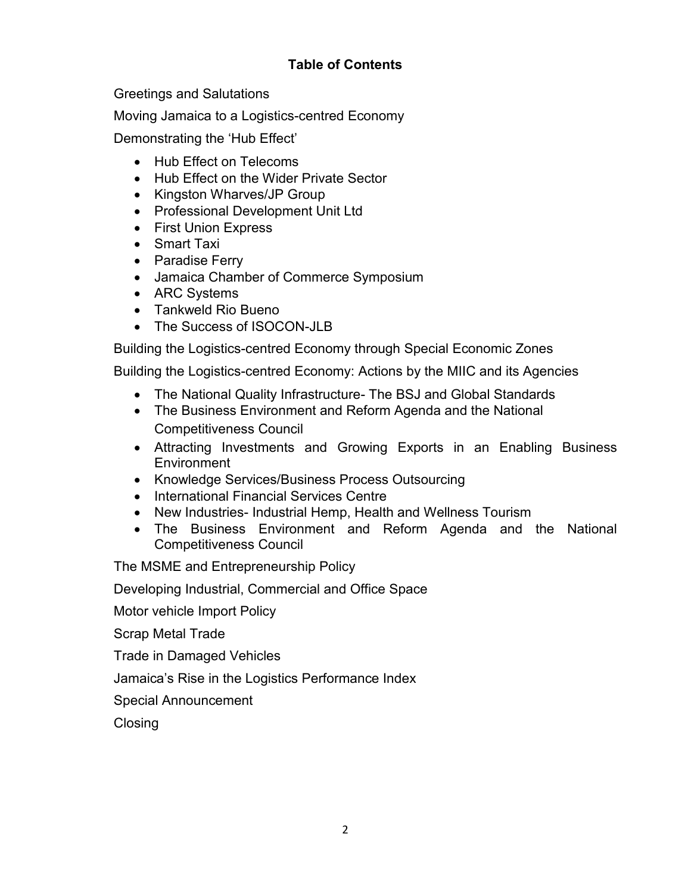# Table of Contents

Greetings and Salutations

Moving Jamaica to a Logistics-centred Economy

Demonstrating the 'Hub Effect'

- Hub Effect on Telecoms
- Hub Effect on the Wider Private Sector
- Kingston Wharves/JP Group
- Professional Development Unit Ltd
- First Union Express
- Smart Taxi
- Paradise Ferry
- Jamaica Chamber of Commerce Symposium
- ARC Systems
- Tankweld Rio Bueno
- The Success of ISOCON-JLB

Building the Logistics-centred Economy through Special Economic Zones

Building the Logistics-centred Economy: Actions by the MIIC and its Agencies

- The National Quality Infrastructure- The BSJ and Global Standards
- The Business Environment and Reform Agenda and the National Competitiveness Council
- Attracting Investments and Growing Exports in an Enabling Business Environment
- Knowledge Services/Business Process Outsourcing
- International Financial Services Centre
- New Industries- Industrial Hemp, Health and Wellness Tourism
- The Business Environment and Reform Agenda and the National Competitiveness Council

The MSME and Entrepreneurship Policy

Developing Industrial, Commercial and Office Space

Motor vehicle Import Policy

Scrap Metal Trade

Trade in Damaged Vehicles

Jamaica's Rise in the Logistics Performance Index

Special Announcement

Closing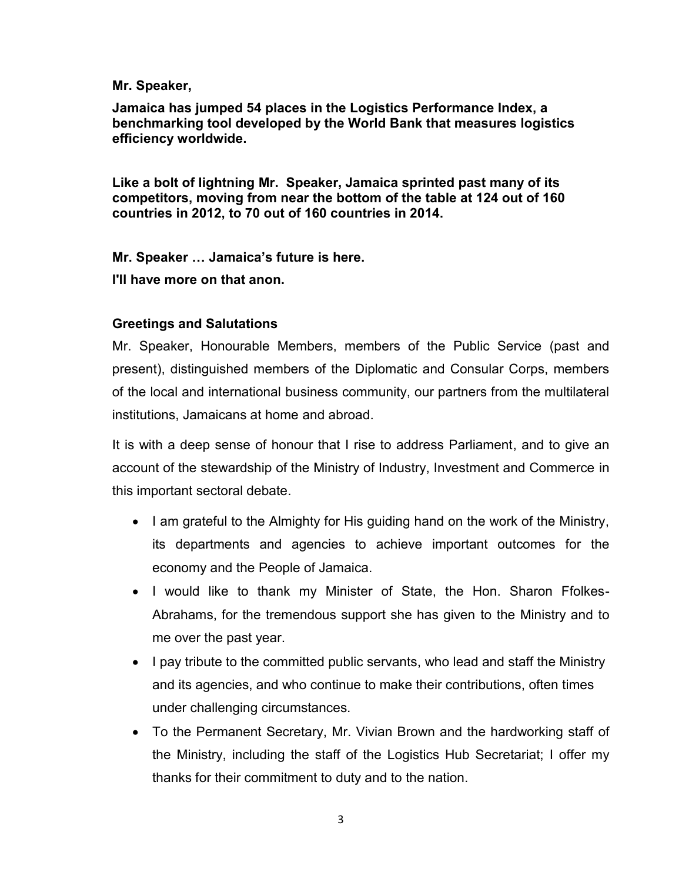**Mr. Speaker,**

**Jamaica has jumped 54 places in the Logistics Performance Index, a benchmarking tool developed by the World Bank that measures logistics efficiency worldwide.**

**Like a bolt of lightning Mr. Speaker, Jamaica sprinted past many of its competitors, moving from near the bottom of the table at 124 out of 160 countries in 2012, to 70 out of 160 countries in 2014.**

**Mr. Speaker … Jamaica's future is here.**

**I'll have more on that anon.**

### Greetings and Salutations

Mr. Speaker, Honourable Members, members of the Public Service (past and present), distinguished members of the Diplomatic and Consular Corps, members of the local and international business community, our partners from the multilateral institutions, Jamaicans at home and abroad.

It is with a deep sense of honour that I rise to address Parliament, and to give an account of the stewardship of the Ministry of Industry, Investment and Commerce in this important sectoral debate.

- I am grateful to the Almighty for His guiding hand on the work of the Ministry, its departments and agencies to achieve important outcomes for the economy and the People of Jamaica.
- I would like to thank my Minister of State, the Hon. Sharon Ffolkes-Abrahams, for the tremendous support she has given to the Ministry and to me over the past year.
- I pay tribute to the committed public servants, who lead and staff the Ministry and its agencies, and who continue to make their contributions, often times under challenging circumstances.
- To the Permanent Secretary, Mr. Vivian Brown and the hardworking staff of the Ministry, including the staff of the Logistics Hub Secretariat; I offer my thanks for their commitment to duty and to the nation.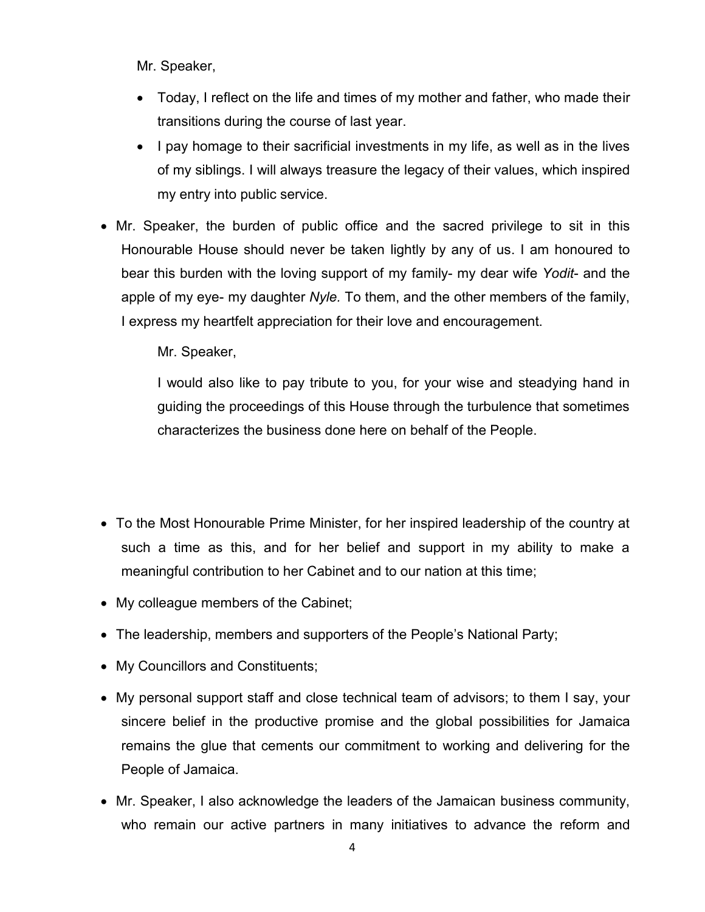Mr. Speaker,

- Today, I reflect on the life and times of my mother and father, who made their transitions during the course of last year.
- I pay homage to their sacrificial investments in my life, as well as in the lives of my siblings. I will always treasure the legacy of their values, which inspired my entry into public service.

- Mr. Speaker, the burden of public office and the sacred privilege to sit in this Honourable House should never be taken lightly by any of us. I am honoured to bear this burden with the loving support of my family- my dear wife *Yodit*- and the apple of my eye- my daughter *Nyle.* To them, and the other members of the family, I express my heartfelt appreciation for their love and encouragement.

  Mr. Speaker,

  I would also like to pay tribute to you, for your wise and steadying hand in guiding the proceedings of this House through the turbulence that sometimes characterizes the business done here on behalf of the People.

- To the Most Honourable Prime Minister, for her inspired leadership of the country at such a time as this, and for her belief and support in my ability to make a meaningful contribution to her Cabinet and to our nation at this time;
- My colleague members of the Cabinet;
- The leadership, members and supporters of the People's National Party;
- My Councillors and Constituents;
- My personal support staff and close technical team of advisors; to them I say, your sincere belief in the productive promise and the global possibilities for Jamaica remains the glue that cements our commitment to working and delivering for the People of Jamaica.
- Mr. Speaker, I also acknowledge the leaders of the Jamaican business community, who remain our active partners in many initiatives to advance the reform and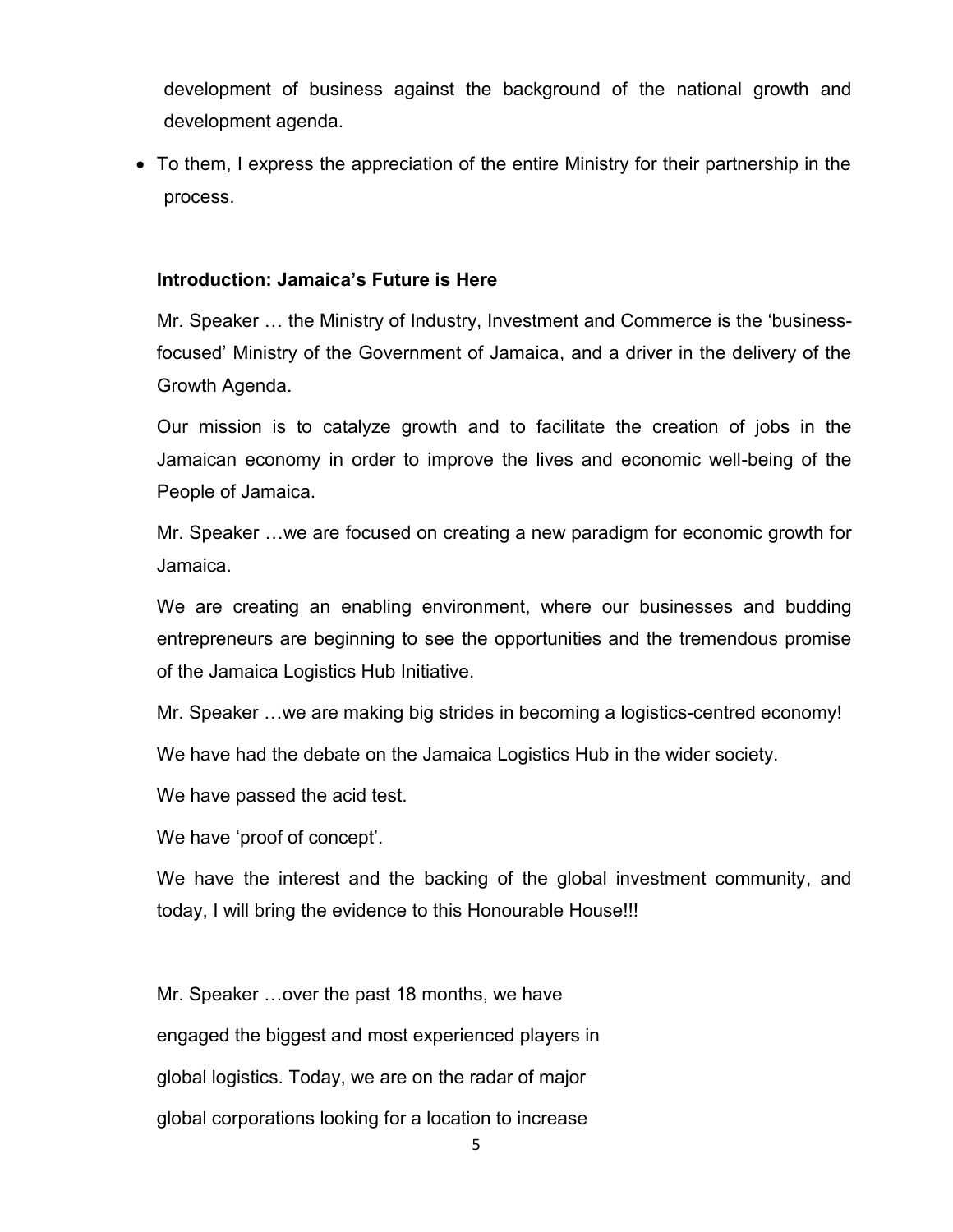development of business against the background of the national growth and development agenda.

- To them, I express the appreciation of the entire Ministry for their partnership in the process.

**Introduction: Jamaica's Future is Here**

Mr. Speaker … the Ministry of Industry, Investment and Commerce is the 'business-focused' Ministry of the Government of Jamaica, and a driver in the delivery of the Growth Agenda.

Our mission is to catalyze growth and to facilitate the creation of jobs in the Jamaican economy in order to improve the lives and economic well-being of the People of Jamaica.

Mr. Speaker …we are focused on creating a new paradigm for economic growth for Jamaica.

We are creating an enabling environment, where our businesses and budding entrepreneurs are beginning to see the opportunities and the tremendous promise of the Jamaica Logistics Hub Initiative.

Mr. Speaker …we are making big strides in becoming a logistics-centred economy!

We have had the debate on the Jamaica Logistics Hub in the wider society.

We have passed the acid test.

We have 'proof of concept'.

We have the interest and the backing of the global investment community, and today, I will bring the evidence to this Honourable House!!!

Mr. Speaker …over the past 18 months, we have engaged the biggest and most experienced players in global logistics. Today, we are on the radar of major global corporations looking for a location to increase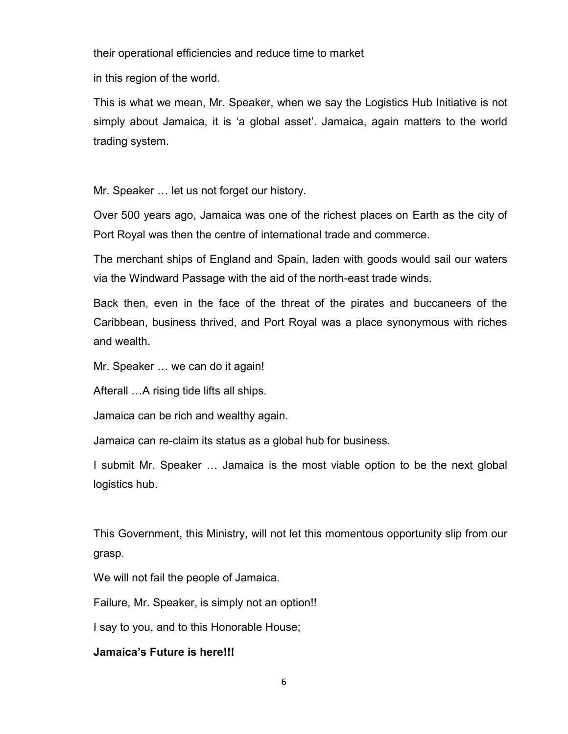their operational efficiencies and reduce time to market

in this region of the world.

This is what we mean, Mr. Speaker, when we say the Logistics Hub Initiative is not simply about Jamaica, it is 'a global asset'. Jamaica, again matters to the world trading system.

Mr. Speaker … let us not forget our history.

Over 500 years ago, Jamaica was one of the richest places on Earth as the city of Port Royal was then the centre of international trade and commerce.

The merchant ships of England and Spain, laden with goods would sail our waters via the Windward Passage with the aid of the north-east trade winds.

Back then, even in the face of the threat of the pirates and buccaneers of the Caribbean, business thrived, and Port Royal was a place synonymous with riches and wealth.

Mr. Speaker … we can do it again!

Afterall …A rising tide lifts all ships.

Jamaica can be rich and wealthy again.

Jamaica can re-claim its status as a global hub for business.

I submit Mr. Speaker … Jamaica is the most viable option to be the next global logistics hub.

This Government, this Ministry, will not let this momentous opportunity slip from our grasp.

We will not fail the people of Jamaica.

Failure, Mr. Speaker, is simply not an option!!

I say to you, and to this Honorable House;

**Jamaica's Future is here!!!**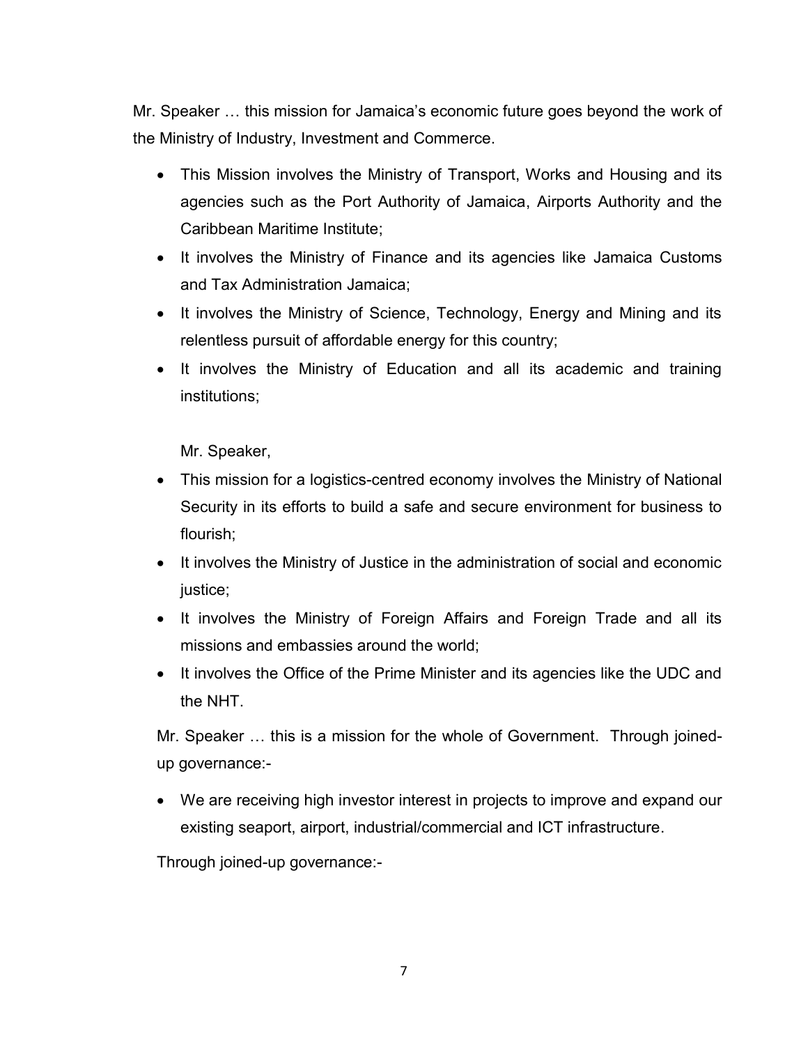Mr. Speaker … this mission for Jamaica's economic future goes beyond the work of the Ministry of Industry, Investment and Commerce.

- This Mission involves the Ministry of Transport, Works and Housing and its agencies such as the Port Authority of Jamaica, Airports Authority and the Caribbean Maritime Institute;
- It involves the Ministry of Finance and its agencies like Jamaica Customs and Tax Administration Jamaica;
- It involves the Ministry of Science, Technology, Energy and Mining and its relentless pursuit of affordable energy for this country;
- It involves the Ministry of Education and all its academic and training institutions;

Mr. Speaker,

- This mission for a logistics-centred economy involves the Ministry of National Security in its efforts to build a safe and secure environment for business to flourish;
- It involves the Ministry of Justice in the administration of social and economic justice;
- It involves the Ministry of Foreign Affairs and Foreign Trade and all its missions and embassies around the world;
- It involves the Office of the Prime Minister and its agencies like the UDC and the NHT.

Mr. Speaker … this is a mission for the whole of Government. Through joined-up governance:-

- We are receiving high investor interest in projects to improve and expand our existing seaport, airport, industrial/commercial and ICT infrastructure.

Through joined-up governance:-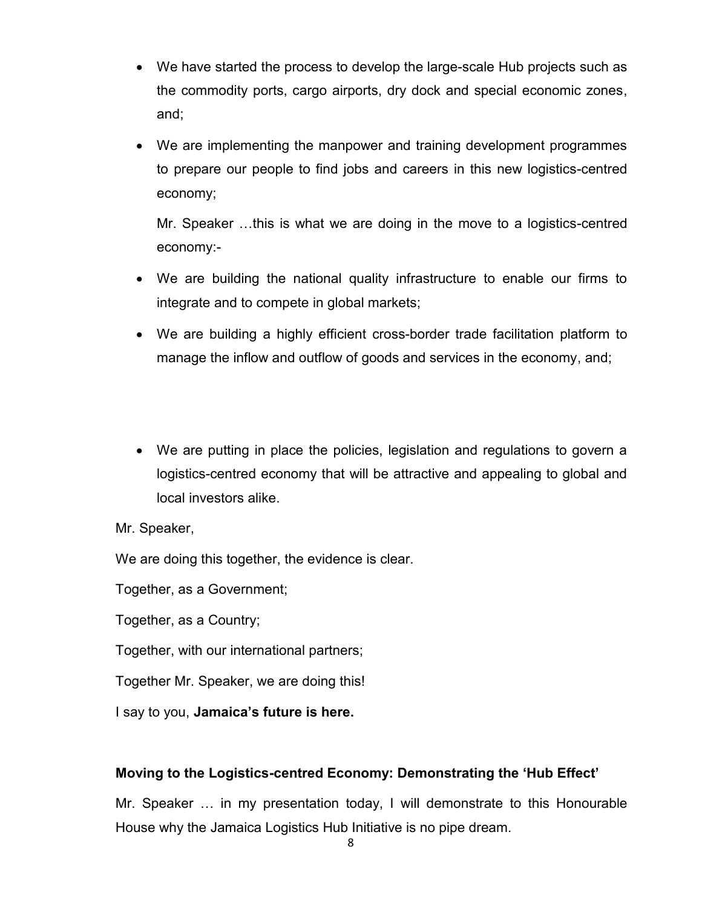- We have started the process to develop the large-scale Hub projects such as the commodity ports, cargo airports, dry dock and special economic zones, and;
- We are implementing the manpower and training development programmes to prepare our people to find jobs and careers in this new logistics-centred economy;

  Mr. Speaker …this is what we are doing in the move to a logistics-centred economy:-

- We are building the national quality infrastructure to enable our firms to integrate and to compete in global markets;
- We are building a highly efficient cross-border trade facilitation platform to manage the inflow and outflow of goods and services in the economy, and;
- We are putting in place the policies, legislation and regulations to govern a logistics-centred economy that will be attractive and appealing to global and local investors alike.

Mr. Speaker,

We are doing this together, the evidence is clear.

Together, as a Government;

Together, as a Country;

Together, with our international partners;

Together Mr. Speaker, we are doing this!

I say to you, **Jamaica's future is here.**

**Moving to the Logistics-centred Economy: Demonstrating the 'Hub Effect'**

Mr. Speaker … in my presentation today, I will demonstrate to this Honourable House why the Jamaica Logistics Hub Initiative is no pipe dream.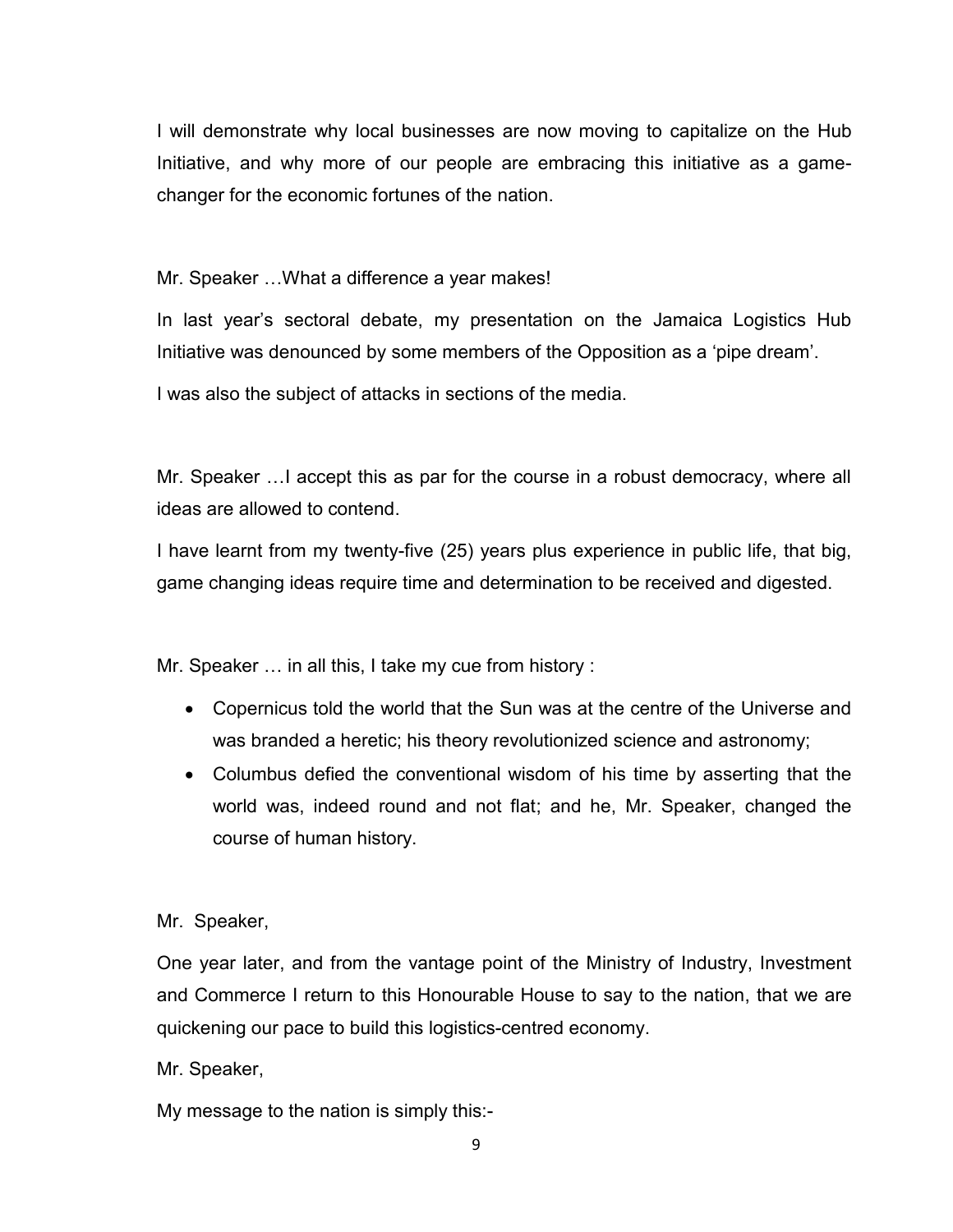I will demonstrate why local businesses are now moving to capitalize on the Hub Initiative, and why more of our people are embracing this initiative as a game-changer for the economic fortunes of the nation.

Mr. Speaker …What a difference a year makes!

In last year's sectoral debate, my presentation on the Jamaica Logistics Hub Initiative was denounced by some members of the Opposition as a 'pipe dream'.

I was also the subject of attacks in sections of the media.

Mr. Speaker …I accept this as par for the course in a robust democracy, where all ideas are allowed to contend.

I have learnt from my twenty-five (25) years plus experience in public life, that big, game changing ideas require time and determination to be received and digested.

Mr. Speaker … in all this, I take my cue from history :

- Copernicus told the world that the Sun was at the centre of the Universe and was branded a heretic; his theory revolutionized science and astronomy;
- Columbus defied the conventional wisdom of his time by asserting that the world was, indeed round and not flat; and he, Mr. Speaker, changed the course of human history.

Mr. Speaker,

One year later, and from the vantage point of the Ministry of Industry, Investment and Commerce I return to this Honourable House to say to the nation, that we are quickening our pace to build this logistics-centred economy.

Mr. Speaker,

My message to the nation is simply this:-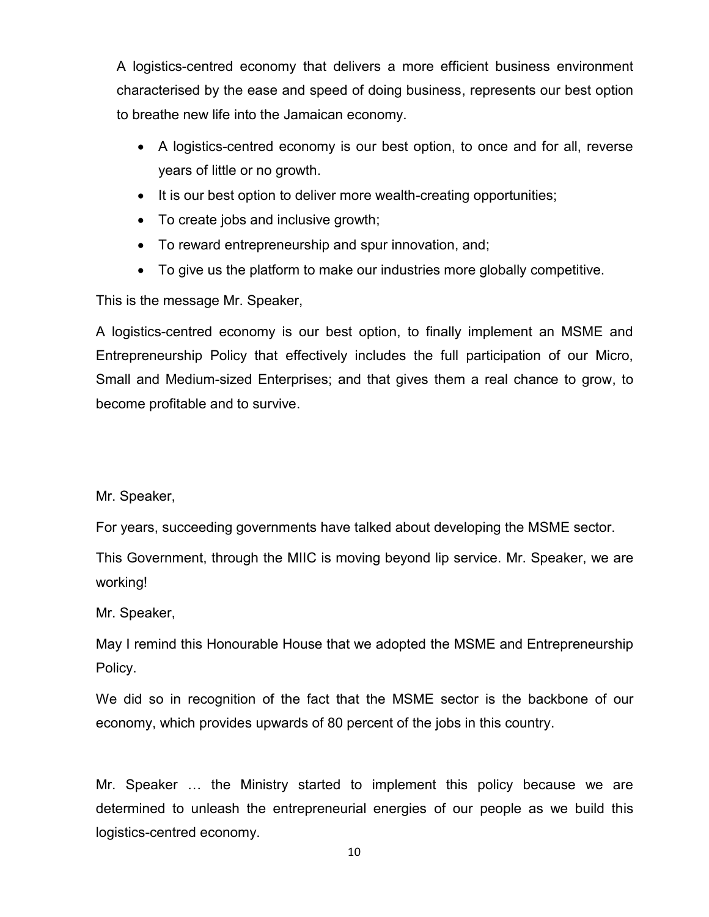A logistics-centred economy that delivers a more efficient business environment characterised by the ease and speed of doing business, represents our best option to breathe new life into the Jamaican economy.

- A logistics-centred economy is our best option, to once and for all, reverse years of little or no growth.
- It is our best option to deliver more wealth-creating opportunities;
- To create jobs and inclusive growth;
- To reward entrepreneurship and spur innovation, and;
- To give us the platform to make our industries more globally competitive.

This is the message Mr. Speaker,

A logistics-centred economy is our best option, to finally implement an MSME and Entrepreneurship Policy that effectively includes the full participation of our Micro, Small and Medium-sized Enterprises; and that gives them a real chance to grow, to become profitable and to survive.

Mr. Speaker,

For years, succeeding governments have talked about developing the MSME sector.

This Government, through the MIIC is moving beyond lip service. Mr. Speaker, we are working!

Mr. Speaker,

May I remind this Honourable House that we adopted the MSME and Entrepreneurship Policy.

We did so in recognition of the fact that the MSME sector is the backbone of our economy, which provides upwards of 80 percent of the jobs in this country.

Mr. Speaker … the Ministry started to implement this policy because we are determined to unleash the entrepreneurial energies of our people as we build this logistics-centred economy.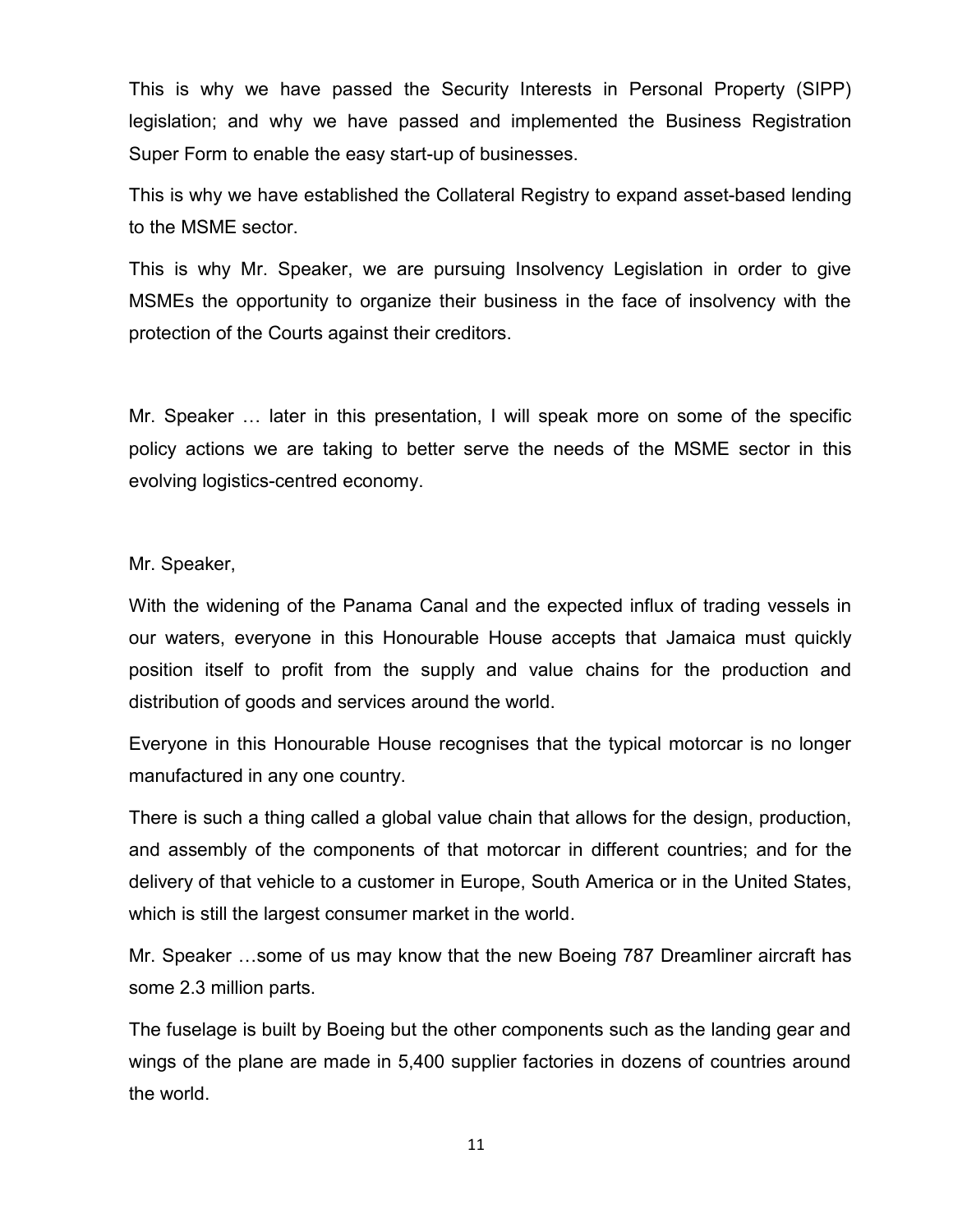This is why we have passed the Security Interests in Personal Property (SIPP) legislation; and why we have passed and implemented the Business Registration Super Form to enable the easy start-up of businesses.

This is why we have established the Collateral Registry to expand asset-based lending to the MSME sector.

This is why Mr. Speaker, we are pursuing Insolvency Legislation in order to give MSMEs the opportunity to organize their business in the face of insolvency with the protection of the Courts against their creditors.

Mr. Speaker … later in this presentation, I will speak more on some of the specific policy actions we are taking to better serve the needs of the MSME sector in this evolving logistics-centred economy.

Mr. Speaker,

With the widening of the Panama Canal and the expected influx of trading vessels in our waters, everyone in this Honourable House accepts that Jamaica must quickly position itself to profit from the supply and value chains for the production and distribution of goods and services around the world.

Everyone in this Honourable House recognises that the typical motorcar is no longer manufactured in any one country.

There is such a thing called a global value chain that allows for the design, production, and assembly of the components of that motorcar in different countries; and for the delivery of that vehicle to a customer in Europe, South America or in the United States, which is still the largest consumer market in the world.

Mr. Speaker …some of us may know that the new Boeing 787 Dreamliner aircraft has some 2.3 million parts.

The fuselage is built by Boeing but the other components such as the landing gear and wings of the plane are made in 5,400 supplier factories in dozens of countries around the world.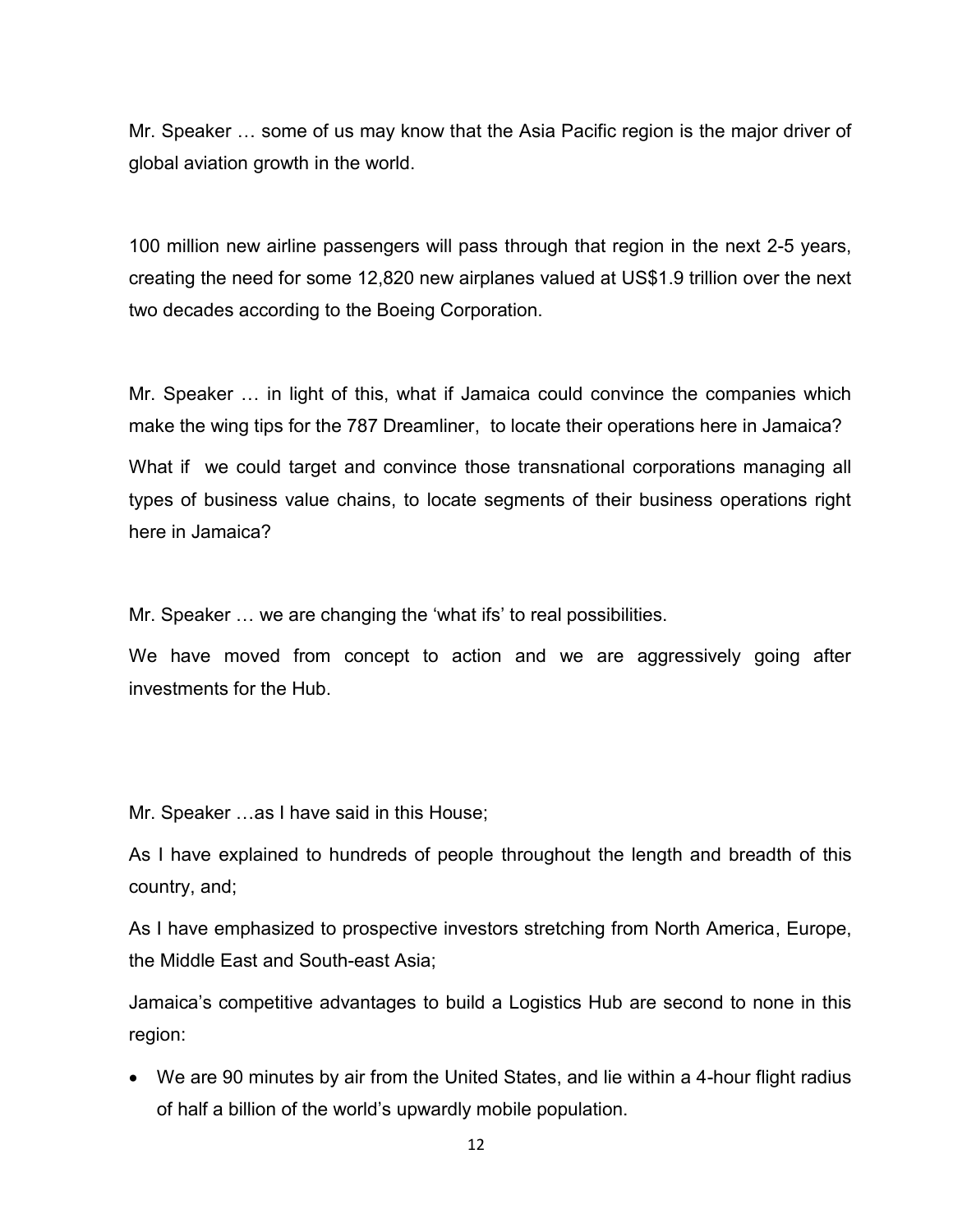Mr. Speaker … some of us may know that the Asia Pacific region is the major driver of global aviation growth in the world.

100 million new airline passengers will pass through that region in the next 2-5 years, creating the need for some 12,820 new airplanes valued at US$1.9 trillion over the next two decades according to the Boeing Corporation.

Mr. Speaker … in light of this, what if Jamaica could convince the companies which make the wing tips for the 787 Dreamliner, to locate their operations here in Jamaica?

What if we could target and convince those transnational corporations managing all types of business value chains, to locate segments of their business operations right here in Jamaica?

Mr. Speaker … we are changing the 'what ifs' to real possibilities.

We have moved from concept to action and we are aggressively going after investments for the Hub.

Mr. Speaker …as I have said in this House;

As I have explained to hundreds of people throughout the length and breadth of this country, and;

As I have emphasized to prospective investors stretching from North America, Europe, the Middle East and South-east Asia;

Jamaica's competitive advantages to build a Logistics Hub are second to none in this region:

- We are 90 minutes by air from the United States, and lie within a 4-hour flight radius of half a billion of the world's upwardly mobile population.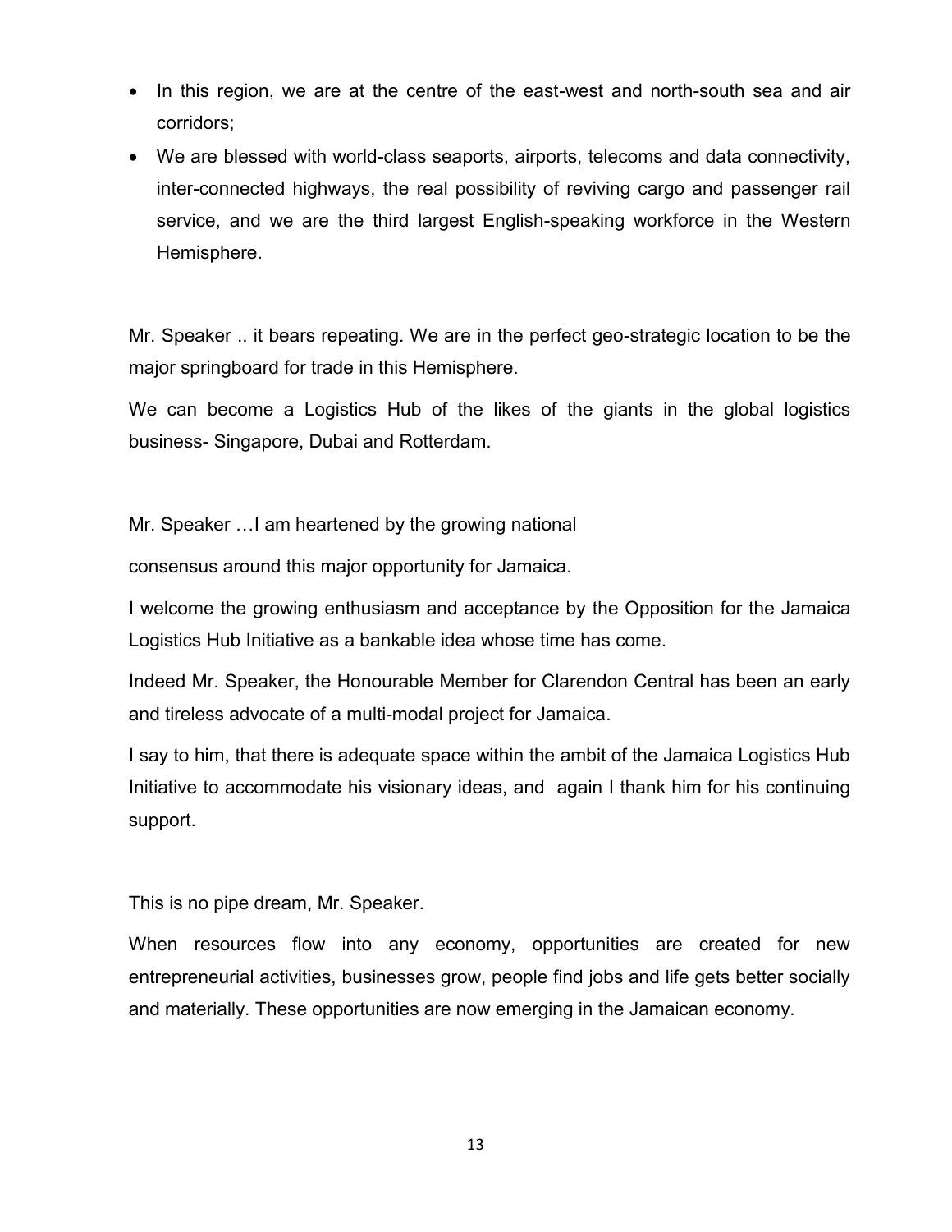- In this region, we are at the centre of the east-west and north-south sea and air corridors;
- We are blessed with world-class seaports, airports, telecoms and data connectivity, inter-connected highways, the real possibility of reviving cargo and passenger rail service, and we are the third largest English-speaking workforce in the Western Hemisphere.

Mr. Speaker .. it bears repeating. We are in the perfect geo-strategic location to be the major springboard for trade in this Hemisphere.

We can become a Logistics Hub of the likes of the giants in the global logistics business- Singapore, Dubai and Rotterdam.

Mr. Speaker …I am heartened by the growing national

consensus around this major opportunity for Jamaica.

I welcome the growing enthusiasm and acceptance by the Opposition for the Jamaica Logistics Hub Initiative as a bankable idea whose time has come.

Indeed Mr. Speaker, the Honourable Member for Clarendon Central has been an early and tireless advocate of a multi-modal project for Jamaica.

I say to him, that there is adequate space within the ambit of the Jamaica Logistics Hub Initiative to accommodate his visionary ideas, and again I thank him for his continuing support.

This is no pipe dream, Mr. Speaker.

When resources flow into any economy, opportunities are created for new entrepreneurial activities, businesses grow, people find jobs and life gets better socially and materially. These opportunities are now emerging in the Jamaican economy.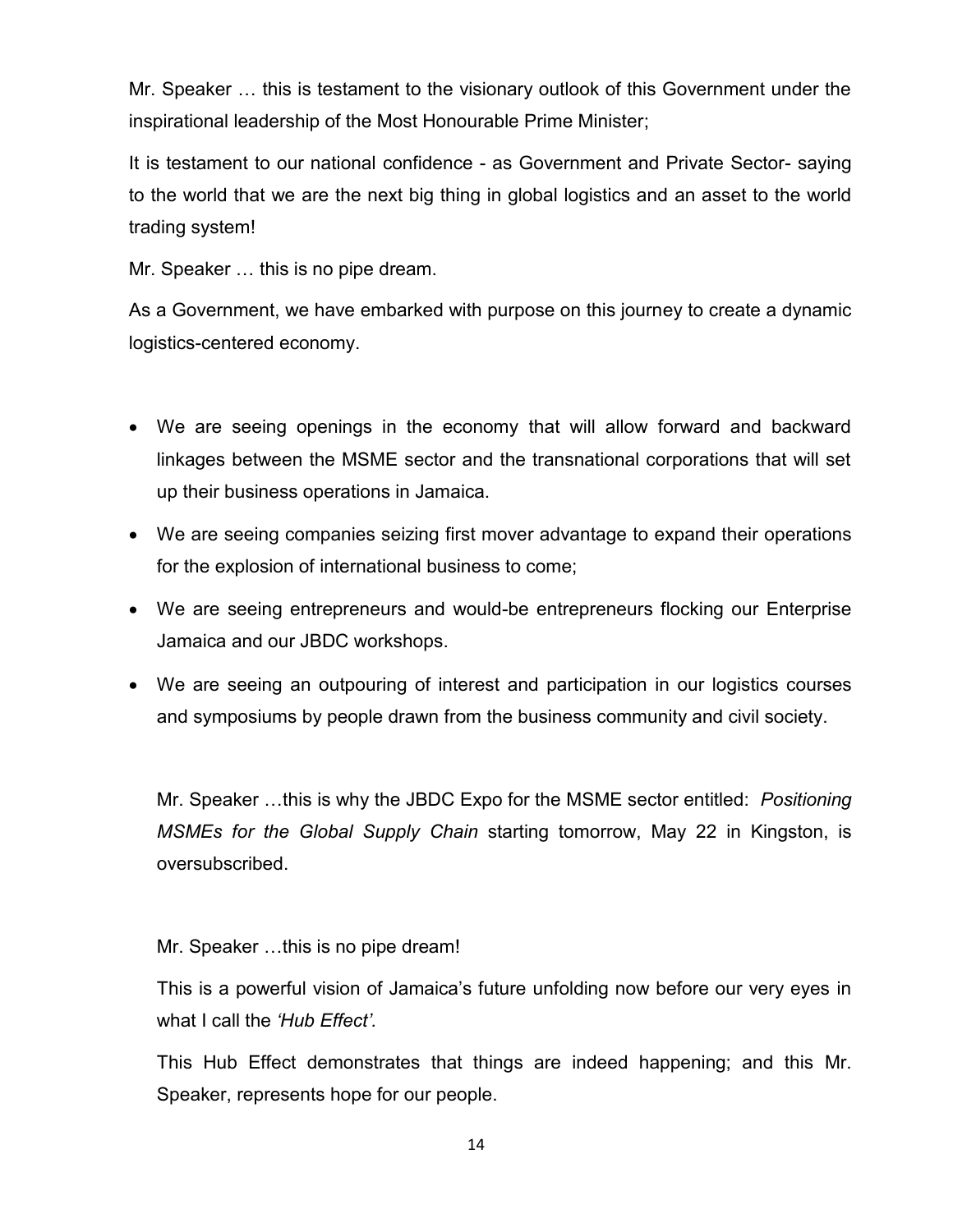Mr. Speaker … this is testament to the visionary outlook of this Government under the inspirational leadership of the Most Honourable Prime Minister;

It is testament to our national confidence - as Government and Private Sector- saying to the world that we are the next big thing in global logistics and an asset to the world trading system!

Mr. Speaker … this is no pipe dream.

As a Government, we have embarked with purpose on this journey to create a dynamic logistics-centered economy.

- We are seeing openings in the economy that will allow forward and backward linkages between the MSME sector and the transnational corporations that will set up their business operations in Jamaica.
- We are seeing companies seizing first mover advantage to expand their operations for the explosion of international business to come;
- We are seeing entrepreneurs and would-be entrepreneurs flocking our Enterprise Jamaica and our JBDC workshops.
- We are seeing an outpouring of interest and participation in our logistics courses and symposiums by people drawn from the business community and civil society.

Mr. Speaker …this is why the JBDC Expo for the MSME sector entitled: *Positioning MSMEs for the Global Supply Chain* starting tomorrow, May 22 in Kingston, is oversubscribed.

Mr. Speaker …this is no pipe dream!

This is a powerful vision of Jamaica's future unfolding now before our very eyes in what I call the *'Hub Effect'.*

This Hub Effect demonstrates that things are indeed happening; and this Mr. Speaker, represents hope for our people.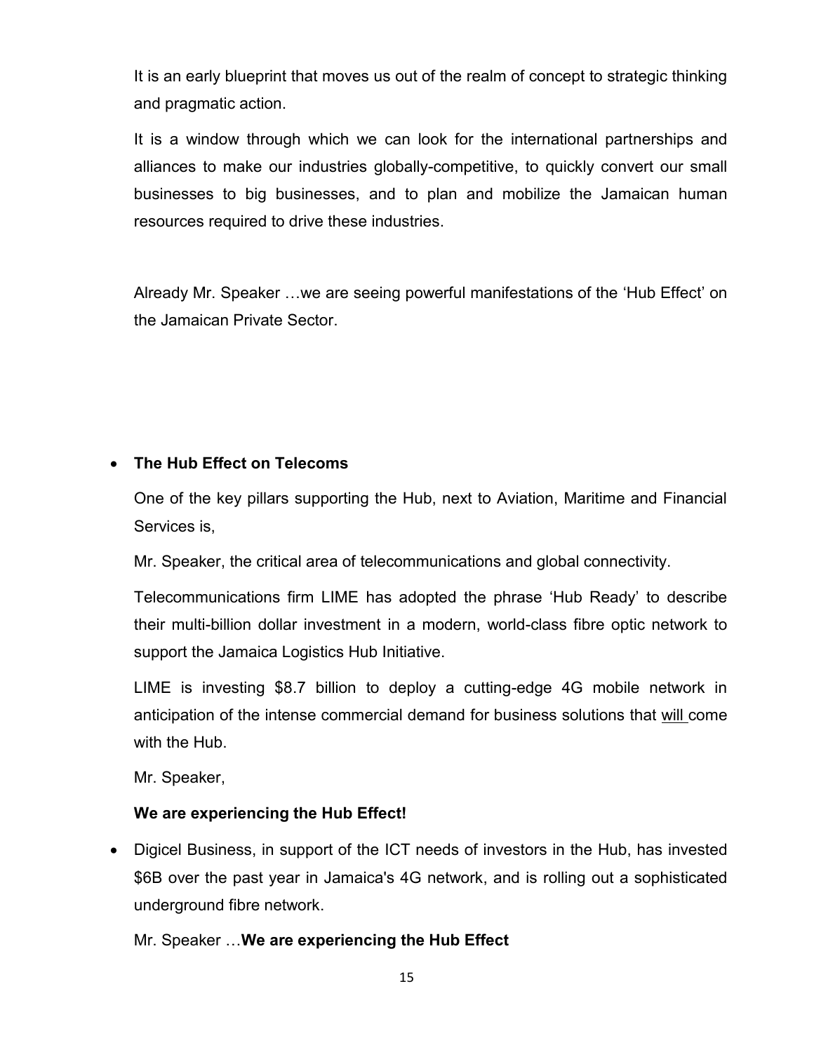It is an early blueprint that moves us out of the realm of concept to strategic thinking and pragmatic action.

It is a window through which we can look for the international partnerships and alliances to make our industries globally-competitive, to quickly convert our small businesses to big businesses, and to plan and mobilize the Jamaican human resources required to drive these industries.

Already Mr. Speaker …we are seeing powerful manifestations of the 'Hub Effect' on the Jamaican Private Sector.

- **The Hub Effect on Telecoms**

  One of the key pillars supporting the Hub, next to Aviation, Maritime and Financial Services is,

  Mr. Speaker, the critical area of telecommunications and global connectivity.

  Telecommunications firm LIME has adopted the phrase 'Hub Ready' to describe their multi-billion dollar investment in a modern, world-class fibre optic network to support the Jamaica Logistics Hub Initiative.

  LIME is investing $8.7 billion to deploy a cutting-edge 4G mobile network in anticipation of the intense commercial demand for business solutions that will come with the Hub.

  Mr. Speaker,

  **We are experiencing the Hub Effect!**

- Digicel Business, in support of the ICT needs of investors in the Hub, has invested $6B over the past year in Jamaica's 4G network, and is rolling out a sophisticated underground fibre network.

  Mr. Speaker …**We are experiencing the Hub Effect**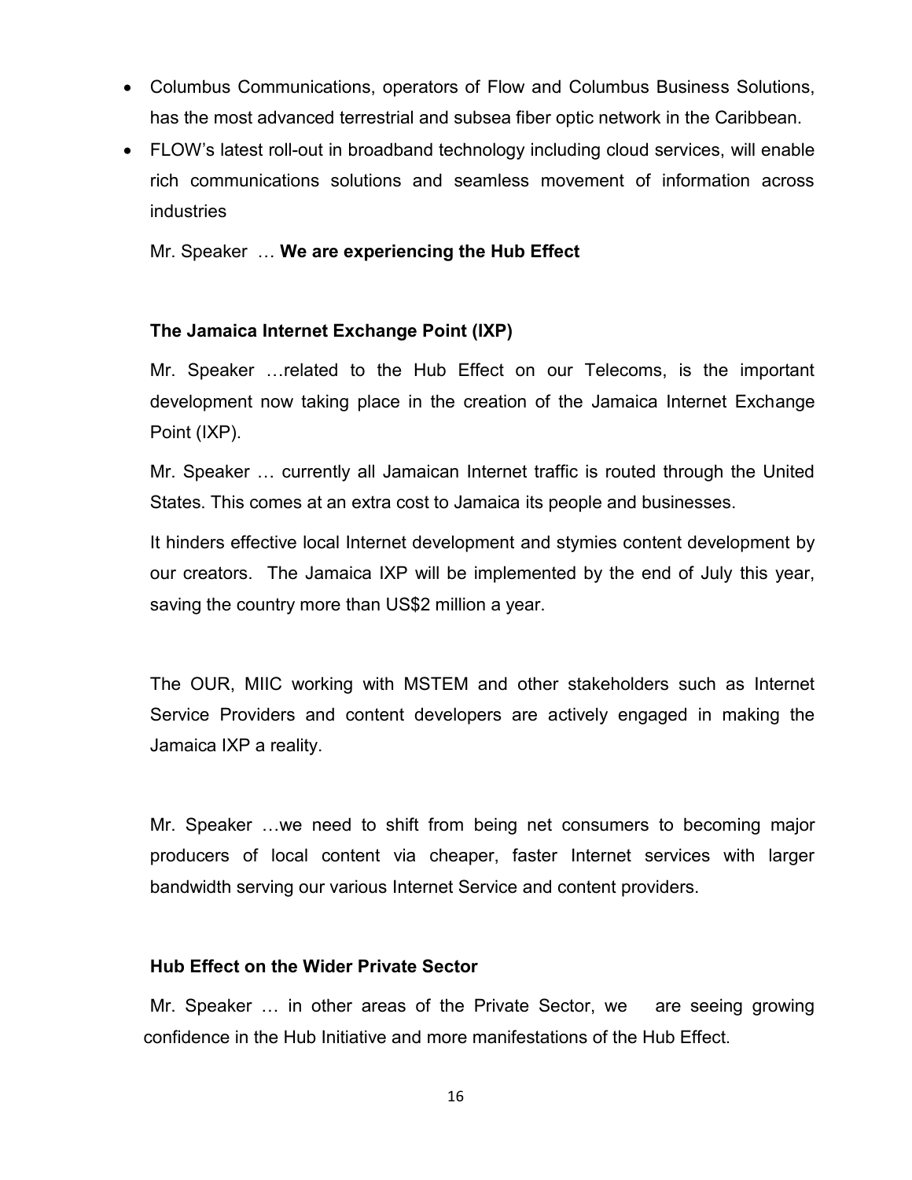- Columbus Communications, operators of Flow and Columbus Business Solutions, has the most advanced terrestrial and subsea fiber optic network in the Caribbean.
- FLOW's latest roll-out in broadband technology including cloud services, will enable rich communications solutions and seamless movement of information across industries

Mr. Speaker … **We are experiencing the Hub Effect**

**The Jamaica Internet Exchange Point (IXP)**

Mr. Speaker …related to the Hub Effect on our Telecoms, is the important development now taking place in the creation of the Jamaica Internet Exchange Point (IXP).

Mr. Speaker … currently all Jamaican Internet traffic is routed through the United States. This comes at an extra cost to Jamaica its people and businesses.

It hinders effective local Internet development and stymies content development by our creators. The Jamaica IXP will be implemented by the end of July this year, saving the country more than US$2 million a year.

The OUR, MIIC working with MSTEM and other stakeholders such as Internet Service Providers and content developers are actively engaged in making the Jamaica IXP a reality.

Mr. Speaker …we need to shift from being net consumers to becoming major producers of local content via cheaper, faster Internet services with larger bandwidth serving our various Internet Service and content providers.

**Hub Effect on the Wider Private Sector**

Mr. Speaker … in other areas of the Private Sector, we are seeing growing confidence in the Hub Initiative and more manifestations of the Hub Effect.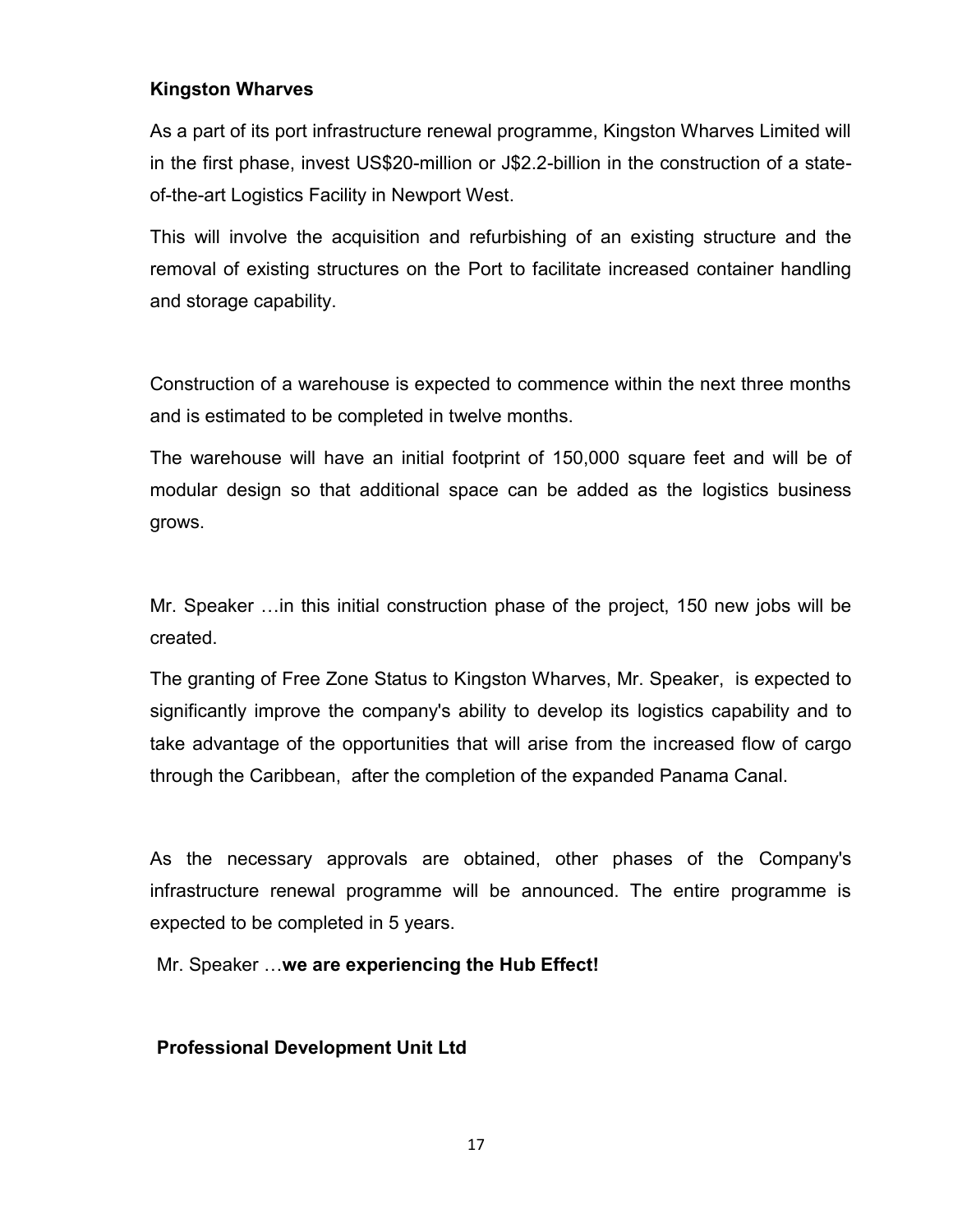**Kingston Wharves**

As a part of its port infrastructure renewal programme, Kingston Wharves Limited will in the first phase, invest US$20-million or J$2.2-billion in the construction of a state-of-the-art Logistics Facility in Newport West.

This will involve the acquisition and refurbishing of an existing structure and the removal of existing structures on the Port to facilitate increased container handling and storage capability.

Construction of a warehouse is expected to commence within the next three months and is estimated to be completed in twelve months.

The warehouse will have an initial footprint of 150,000 square feet and will be of modular design so that additional space can be added as the logistics business grows.

Mr. Speaker …in this initial construction phase of the project, 150 new jobs will be created.

The granting of Free Zone Status to Kingston Wharves, Mr. Speaker, is expected to significantly improve the company's ability to develop its logistics capability and to take advantage of the opportunities that will arise from the increased flow of cargo through the Caribbean, after the completion of the expanded Panama Canal.

As the necessary approvals are obtained, other phases of the Company's infrastructure renewal programme will be announced. The entire programme is expected to be completed in 5 years.

Mr. Speaker …**we are experiencing the Hub Effect!**

**Professional Development Unit Ltd**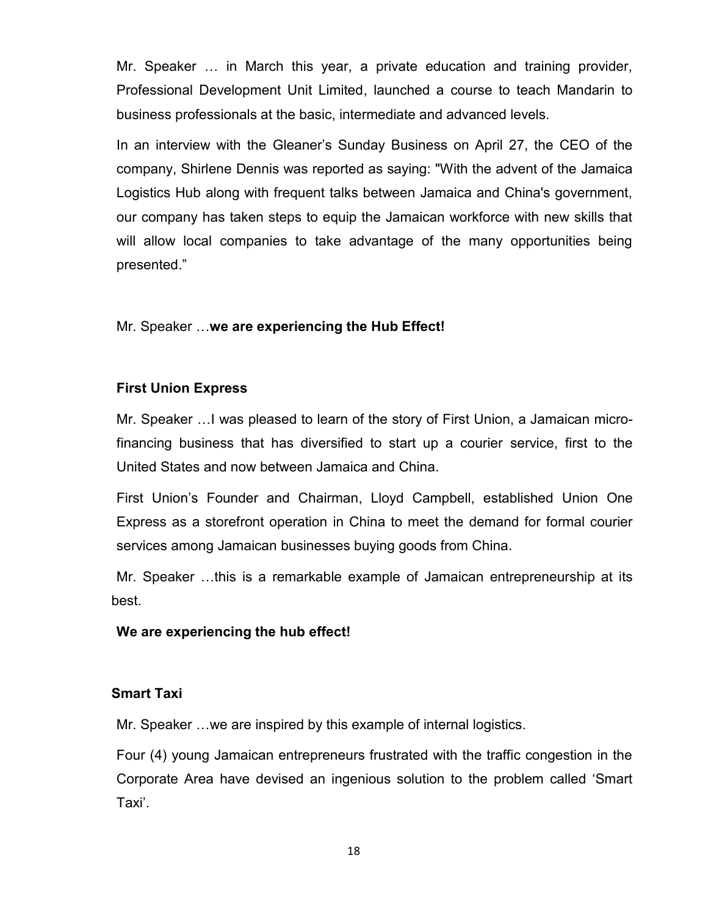Mr. Speaker … in March this year, a private education and training provider, Professional Development Unit Limited, launched a course to teach Mandarin to business professionals at the basic, intermediate and advanced levels.

In an interview with the Gleaner's Sunday Business on April 27, the CEO of the company, Shirlene Dennis was reported as saying: "With the advent of the Jamaica Logistics Hub along with frequent talks between Jamaica and China's government, our company has taken steps to equip the Jamaican workforce with new skills that will allow local companies to take advantage of the many opportunities being presented."

Mr. Speaker …**we are experiencing the Hub Effect!**

**First Union Express**

Mr. Speaker …I was pleased to learn of the story of First Union, a Jamaican micro-financing business that has diversified to start up a courier service, first to the United States and now between Jamaica and China.

First Union's Founder and Chairman, Lloyd Campbell, established Union One Express as a storefront operation in China to meet the demand for formal courier services among Jamaican businesses buying goods from China.

Mr. Speaker …this is a remarkable example of Jamaican entrepreneurship at its best.

**We are experiencing the hub effect!**

**Smart Taxi**

Mr. Speaker …we are inspired by this example of internal logistics.

Four (4) young Jamaican entrepreneurs frustrated with the traffic congestion in the Corporate Area have devised an ingenious solution to the problem called 'Smart Taxi'.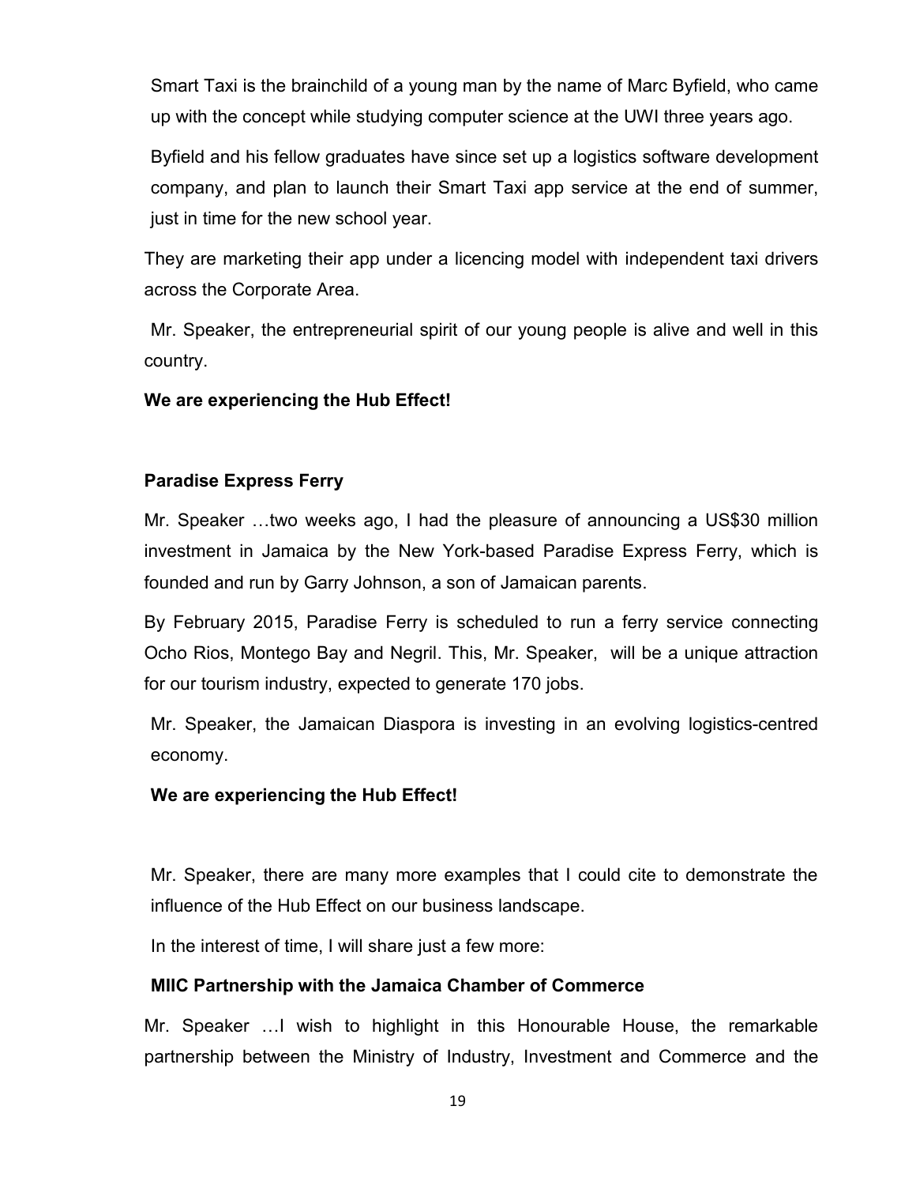Smart Taxi is the brainchild of a young man by the name of Marc Byfield, who came up with the concept while studying computer science at the UWI three years ago.

Byfield and his fellow graduates have since set up a logistics software development company, and plan to launch their Smart Taxi app service at the end of summer, just in time for the new school year.

They are marketing their app under a licencing model with independent taxi drivers across the Corporate Area.

Mr. Speaker, the entrepreneurial spirit of our young people is alive and well in this country.

**We are experiencing the Hub Effect!**

**Paradise Express Ferry**

Mr. Speaker …two weeks ago, I had the pleasure of announcing a US$30 million investment in Jamaica by the New York-based Paradise Express Ferry, which is founded and run by Garry Johnson, a son of Jamaican parents.

By February 2015, Paradise Ferry is scheduled to run a ferry service connecting Ocho Rios, Montego Bay and Negril. This, Mr. Speaker, will be a unique attraction for our tourism industry, expected to generate 170 jobs.

Mr. Speaker, the Jamaican Diaspora is investing in an evolving logistics-centred economy.

**We are experiencing the Hub Effect!**

Mr. Speaker, there are many more examples that I could cite to demonstrate the influence of the Hub Effect on our business landscape.

In the interest of time, I will share just a few more:

**MIIC Partnership with the Jamaica Chamber of Commerce**

Mr. Speaker …I wish to highlight in this Honourable House, the remarkable partnership between the Ministry of Industry, Investment and Commerce and the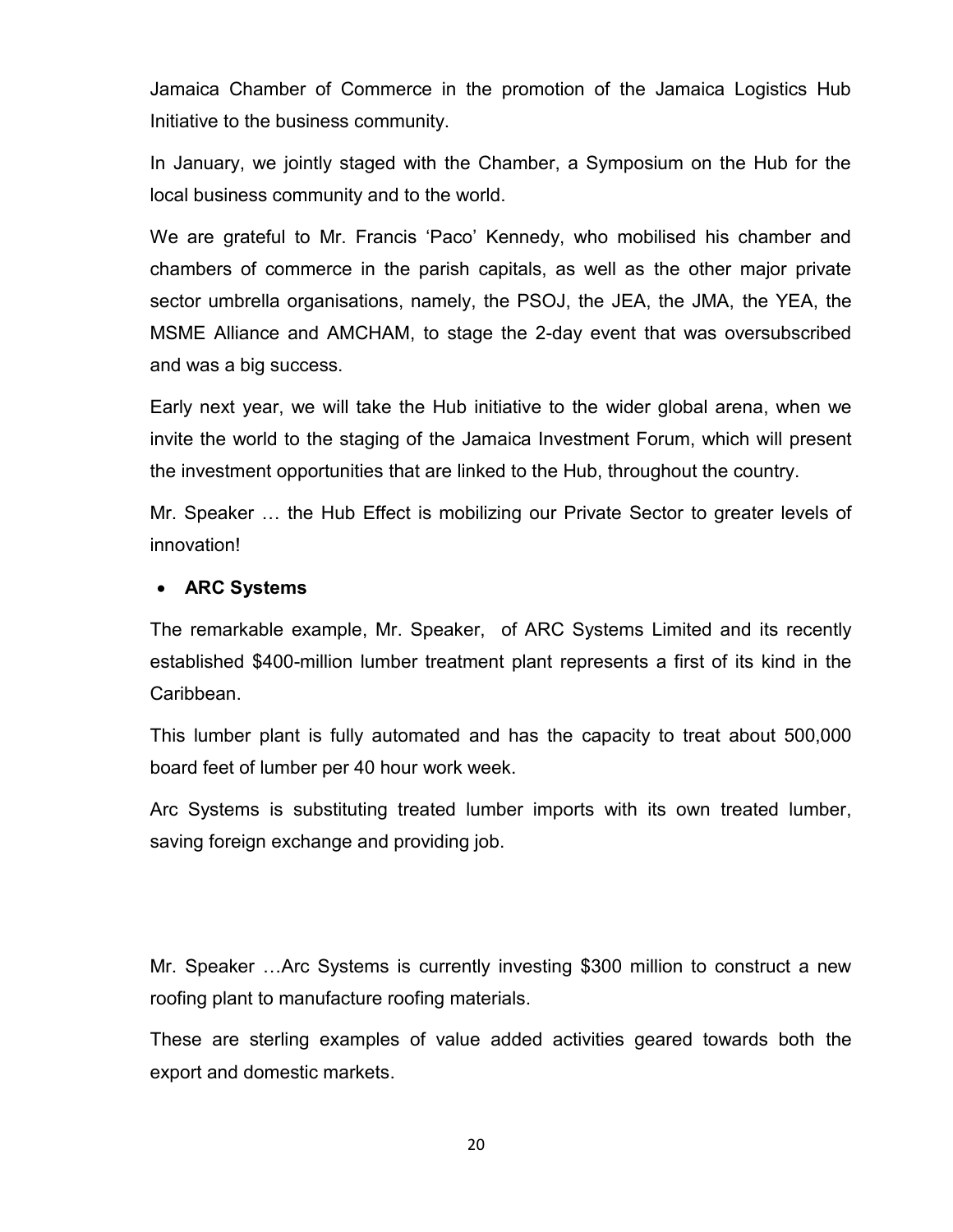Jamaica Chamber of Commerce in the promotion of the Jamaica Logistics Hub Initiative to the business community.

In January, we jointly staged with the Chamber, a Symposium on the Hub for the local business community and to the world.

We are grateful to Mr. Francis 'Paco' Kennedy, who mobilised his chamber and chambers of commerce in the parish capitals, as well as the other major private sector umbrella organisations, namely, the PSOJ, the JEA, the JMA, the YEA, the MSME Alliance and AMCHAM, to stage the 2-day event that was oversubscribed and was a big success.

Early next year, we will take the Hub initiative to the wider global arena, when we invite the world to the staging of the Jamaica Investment Forum, which will present the investment opportunities that are linked to the Hub, throughout the country.

Mr. Speaker … the Hub Effect is mobilizing our Private Sector to greater levels of innovation!

- **ARC Systems**

The remarkable example, Mr. Speaker, of ARC Systems Limited and its recently established $400-million lumber treatment plant represents a first of its kind in the Caribbean.

This lumber plant is fully automated and has the capacity to treat about 500,000 board feet of lumber per 40 hour work week.

Arc Systems is substituting treated lumber imports with its own treated lumber, saving foreign exchange and providing job.

Mr. Speaker …Arc Systems is currently investing $300 million to construct a new roofing plant to manufacture roofing materials.

These are sterling examples of value added activities geared towards both the export and domestic markets.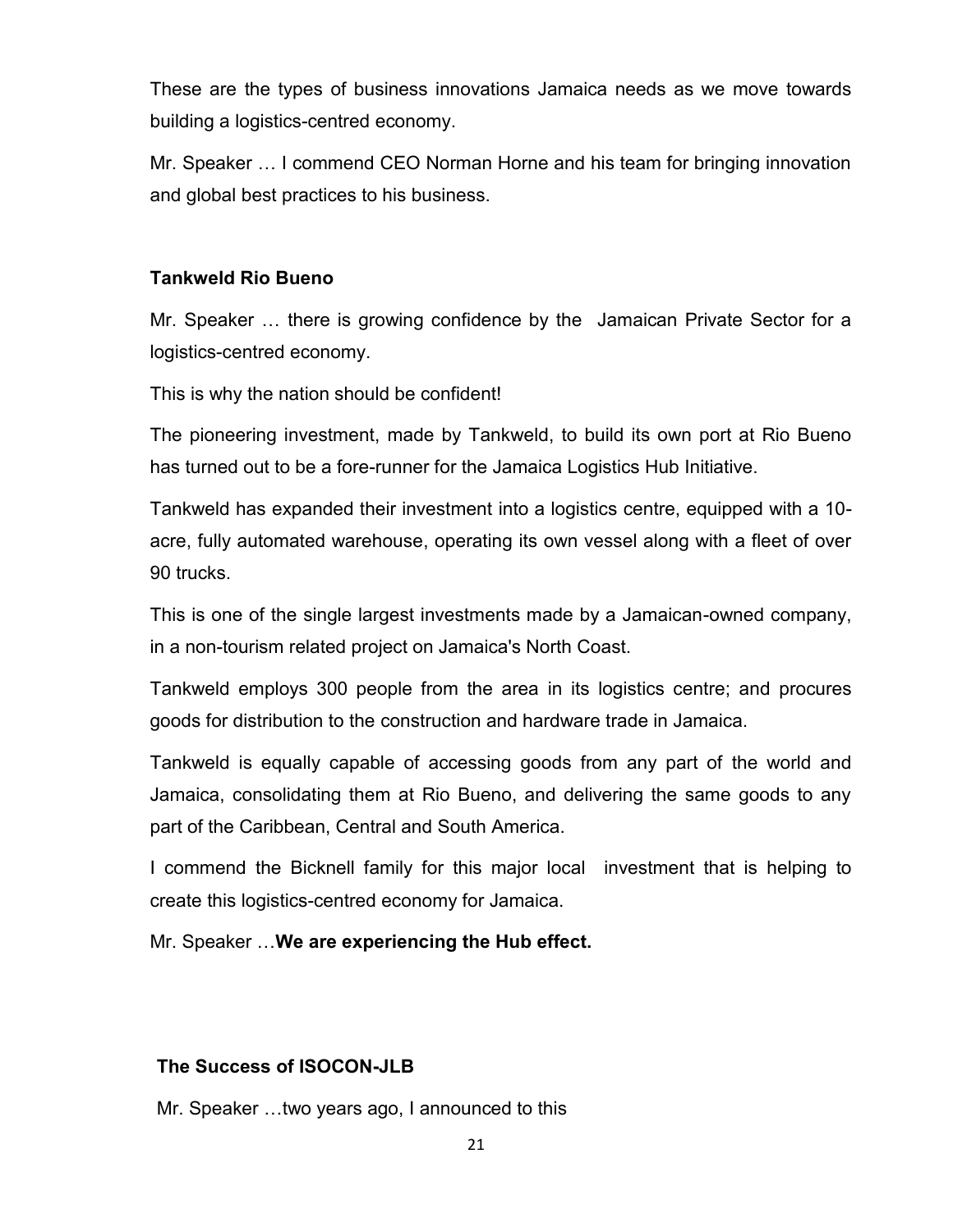These are the types of business innovations Jamaica needs as we move towards building a logistics-centred economy.

Mr. Speaker … I commend CEO Norman Horne and his team for bringing innovation and global best practices to his business.

**Tankweld Rio Bueno**

Mr. Speaker … there is growing confidence by the Jamaican Private Sector for a logistics-centred economy.

This is why the nation should be confident!

The pioneering investment, made by Tankweld, to build its own port at Rio Bueno has turned out to be a fore-runner for the Jamaica Logistics Hub Initiative.

Tankweld has expanded their investment into a logistics centre, equipped with a 10-acre, fully automated warehouse, operating its own vessel along with a fleet of over 90 trucks.

This is one of the single largest investments made by a Jamaican-owned company, in a non-tourism related project on Jamaica's North Coast.

Tankweld employs 300 people from the area in its logistics centre; and procures goods for distribution to the construction and hardware trade in Jamaica.

Tankweld is equally capable of accessing goods from any part of the world and Jamaica, consolidating them at Rio Bueno, and delivering the same goods to any part of the Caribbean, Central and South America.

I commend the Bicknell family for this major local investment that is helping to create this logistics-centred economy for Jamaica.

Mr. Speaker …**We are experiencing the Hub effect.**

**The Success of ISOCON-JLB**

Mr. Speaker …two years ago, I announced to this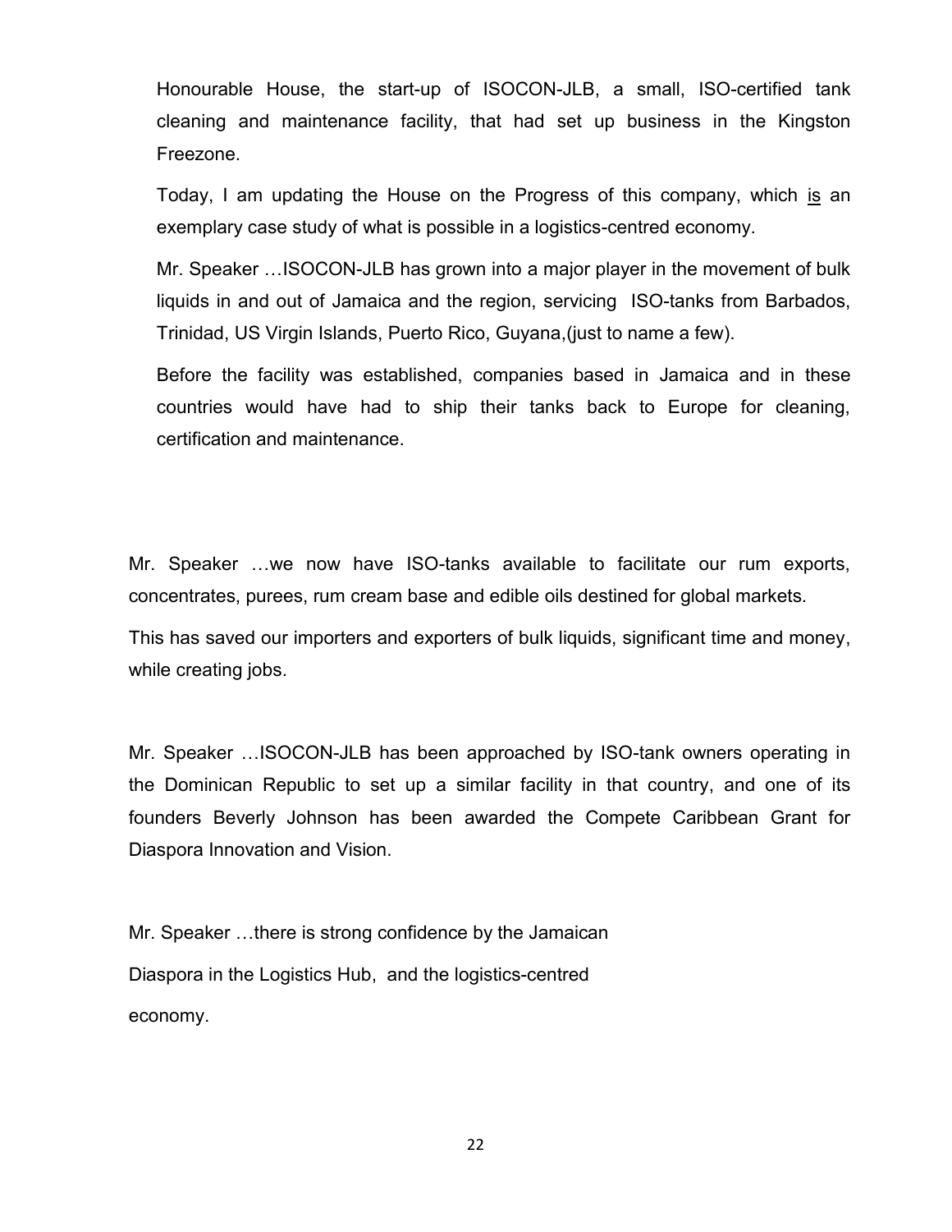Honourable House, the start-up of ISOCON-JLB, a small, ISO-certified tank cleaning and maintenance facility, that had set up business in the Kingston Freezone.

Today, I am updating the House on the Progress of this company, which is an exemplary case study of what is possible in a logistics-centred economy.

Mr. Speaker …ISOCON-JLB has grown into a major player in the movement of bulk liquids in and out of Jamaica and the region, servicing ISO-tanks from Barbados, Trinidad, US Virgin Islands, Puerto Rico, Guyana,(just to name a few).

Before the facility was established, companies based in Jamaica and in these countries would have had to ship their tanks back to Europe for cleaning, certification and maintenance.

Mr. Speaker …we now have ISO-tanks available to facilitate our rum exports, concentrates, purees, rum cream base and edible oils destined for global markets.

This has saved our importers and exporters of bulk liquids, significant time and money, while creating jobs.

Mr. Speaker …ISOCON-JLB has been approached by ISO-tank owners operating in the Dominican Republic to set up a similar facility in that country, and one of its founders Beverly Johnson has been awarded the Compete Caribbean Grant for Diaspora Innovation and Vision.

Mr. Speaker …there is strong confidence by the Jamaican Diaspora in the Logistics Hub, and the logistics-centred economy.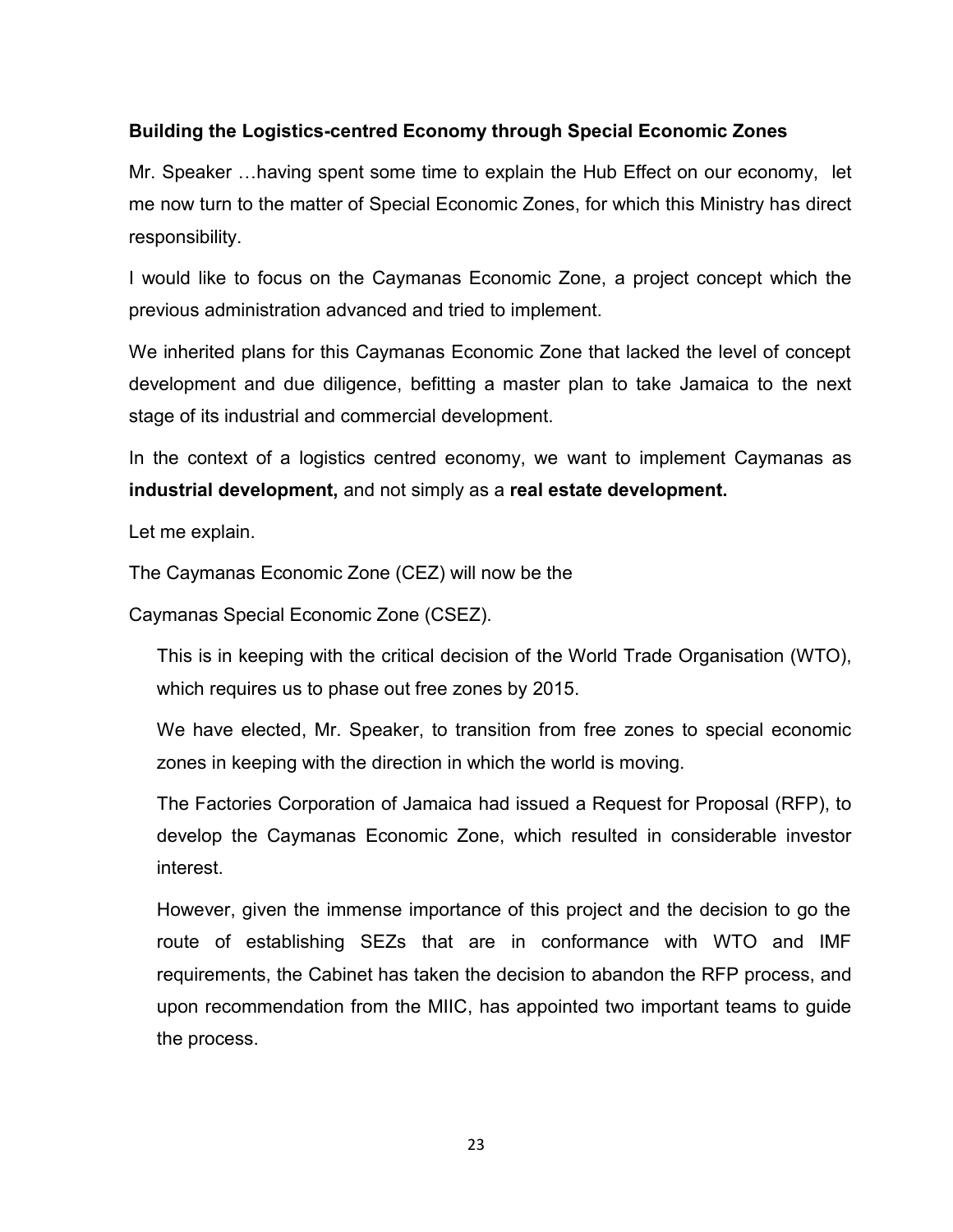**Building the Logistics-centred Economy through Special Economic Zones**

Mr. Speaker …having spent some time to explain the Hub Effect on our economy, let me now turn to the matter of Special Economic Zones, for which this Ministry has direct responsibility.

I would like to focus on the Caymanas Economic Zone, a project concept which the previous administration advanced and tried to implement.

We inherited plans for this Caymanas Economic Zone that lacked the level of concept development and due diligence, befitting a master plan to take Jamaica to the next stage of its industrial and commercial development.

In the context of a logistics centred economy, we want to implement Caymanas as **industrial development,** and not simply as a **real estate development.**

Let me explain.

The Caymanas Economic Zone (CEZ) will now be the

Caymanas Special Economic Zone (CSEZ).

> This is in keeping with the critical decision of the World Trade Organisation (WTO), which requires us to phase out free zones by 2015.
>
> We have elected, Mr. Speaker, to transition from free zones to special economic zones in keeping with the direction in which the world is moving.
>
> The Factories Corporation of Jamaica had issued a Request for Proposal (RFP), to develop the Caymanas Economic Zone, which resulted in considerable investor interest.
>
> However, given the immense importance of this project and the decision to go the route of establishing SEZs that are in conformance with WTO and IMF requirements, the Cabinet has taken the decision to abandon the RFP process, and upon recommendation from the MIIC, has appointed two important teams to guide the process.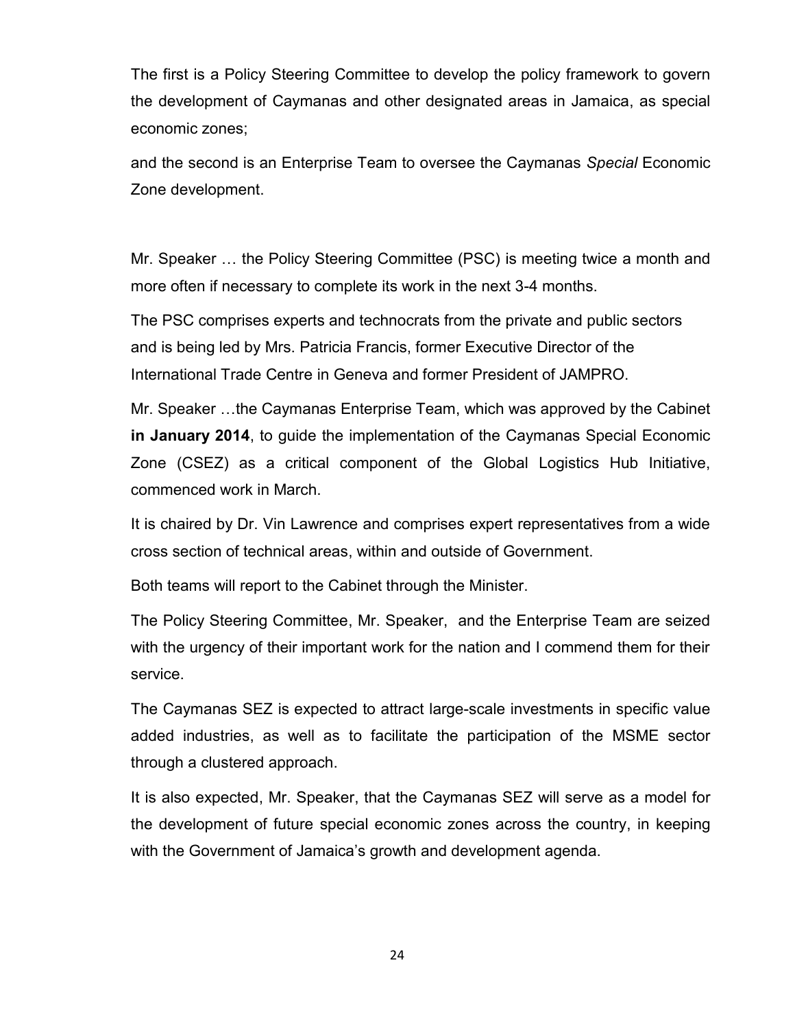The first is a Policy Steering Committee to develop the policy framework to govern the development of Caymanas and other designated areas in Jamaica, as special economic zones;

and the second is an Enterprise Team to oversee the Caymanas *Special* Economic Zone development.

Mr. Speaker … the Policy Steering Committee (PSC) is meeting twice a month and more often if necessary to complete its work in the next 3-4 months.

The PSC comprises experts and technocrats from the private and public sectors and is being led by Mrs. Patricia Francis, former Executive Director of the International Trade Centre in Geneva and former President of JAMPRO.

Mr. Speaker …the Caymanas Enterprise Team, which was approved by the Cabinet **in January 2014**, to guide the implementation of the Caymanas Special Economic Zone (CSEZ) as a critical component of the Global Logistics Hub Initiative, commenced work in March.

It is chaired by Dr. Vin Lawrence and comprises expert representatives from a wide cross section of technical areas, within and outside of Government.

Both teams will report to the Cabinet through the Minister.

The Policy Steering Committee, Mr. Speaker, and the Enterprise Team are seized with the urgency of their important work for the nation and I commend them for their service.

The Caymanas SEZ is expected to attract large-scale investments in specific value added industries, as well as to facilitate the participation of the MSME sector through a clustered approach.

It is also expected, Mr. Speaker, that the Caymanas SEZ will serve as a model for the development of future special economic zones across the country, in keeping with the Government of Jamaica's growth and development agenda.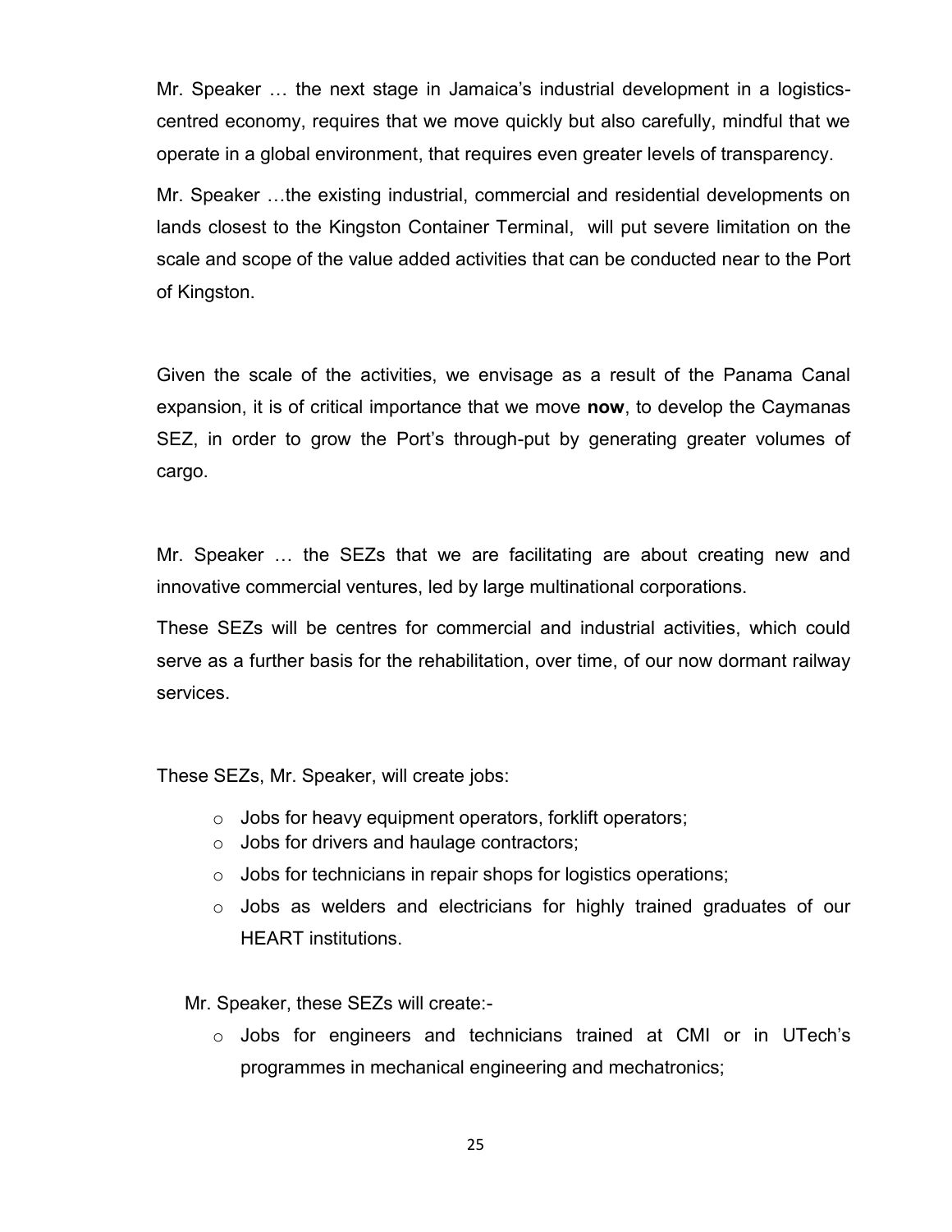Mr. Speaker … the next stage in Jamaica's industrial development in a logistics-centred economy, requires that we move quickly but also carefully, mindful that we operate in a global environment, that requires even greater levels of transparency.

Mr. Speaker …the existing industrial, commercial and residential developments on lands closest to the Kingston Container Terminal, will put severe limitation on the scale and scope of the value added activities that can be conducted near to the Port of Kingston.

Given the scale of the activities, we envisage as a result of the Panama Canal expansion, it is of critical importance that we move **now**, to develop the Caymanas SEZ, in order to grow the Port's through-put by generating greater volumes of cargo.

Mr. Speaker … the SEZs that we are facilitating are about creating new and innovative commercial ventures, led by large multinational corporations.

These SEZs will be centres for commercial and industrial activities, which could serve as a further basis for the rehabilitation, over time, of our now dormant railway services.

These SEZs, Mr. Speaker, will create jobs:

- Jobs for heavy equipment operators, forklift operators;
- Jobs for drivers and haulage contractors;
- Jobs for technicians in repair shops for logistics operations;
- Jobs as welders and electricians for highly trained graduates of our HEART institutions.

Mr. Speaker, these SEZs will create:-

- Jobs for engineers and technicians trained at CMI or in UTech's programmes in mechanical engineering and mechatronics;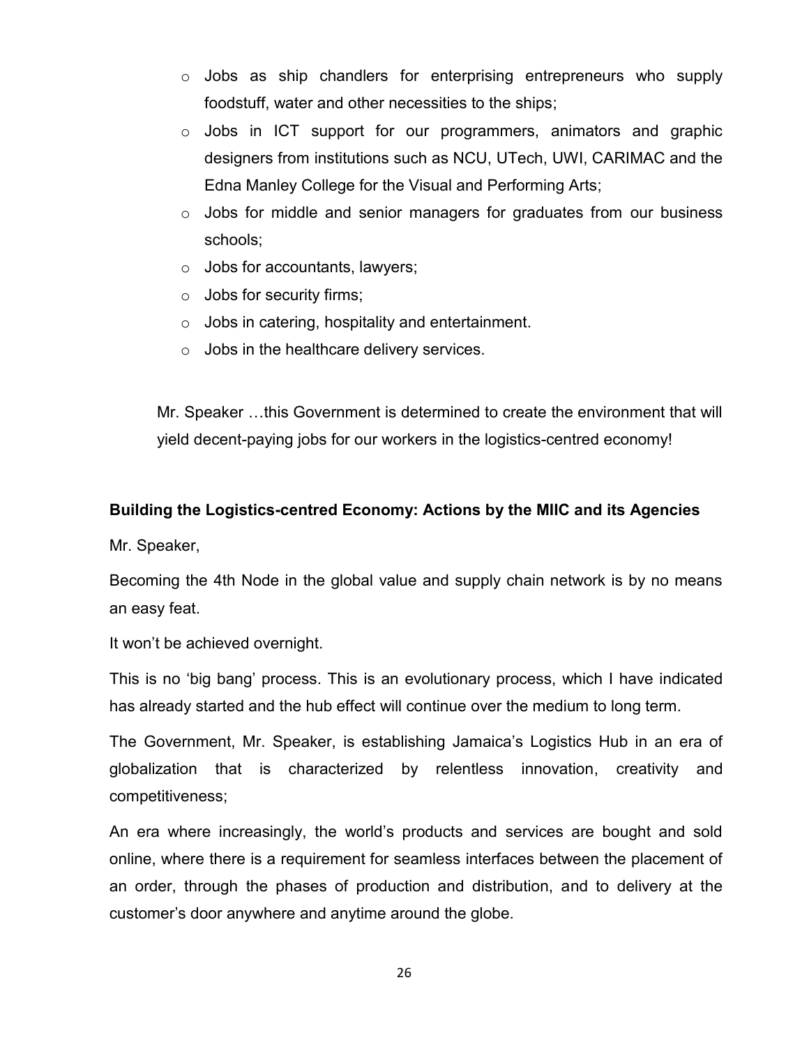- Jobs as ship chandlers for enterprising entrepreneurs who supply foodstuff, water and other necessities to the ships;
- Jobs in ICT support for our programmers, animators and graphic designers from institutions such as NCU, UTech, UWI, CARIMAC and the Edna Manley College for the Visual and Performing Arts;
- Jobs for middle and senior managers for graduates from our business schools;
- Jobs for accountants, lawyers;
- Jobs for security firms;
- Jobs in catering, hospitality and entertainment.
- Jobs in the healthcare delivery services.

Mr. Speaker …this Government is determined to create the environment that will yield decent-paying jobs for our workers in the logistics-centred economy!

**Building the Logistics-centred Economy: Actions by the MIIC and its Agencies**

Mr. Speaker,

Becoming the 4th Node in the global value and supply chain network is by no means an easy feat.

It won't be achieved overnight.

This is no 'big bang' process. This is an evolutionary process, which I have indicated has already started and the hub effect will continue over the medium to long term.

The Government, Mr. Speaker, is establishing Jamaica's Logistics Hub in an era of globalization that is characterized by relentless innovation, creativity and competitiveness;

An era where increasingly, the world's products and services are bought and sold online, where there is a requirement for seamless interfaces between the placement of an order, through the phases of production and distribution, and to delivery at the customer's door anywhere and anytime around the globe.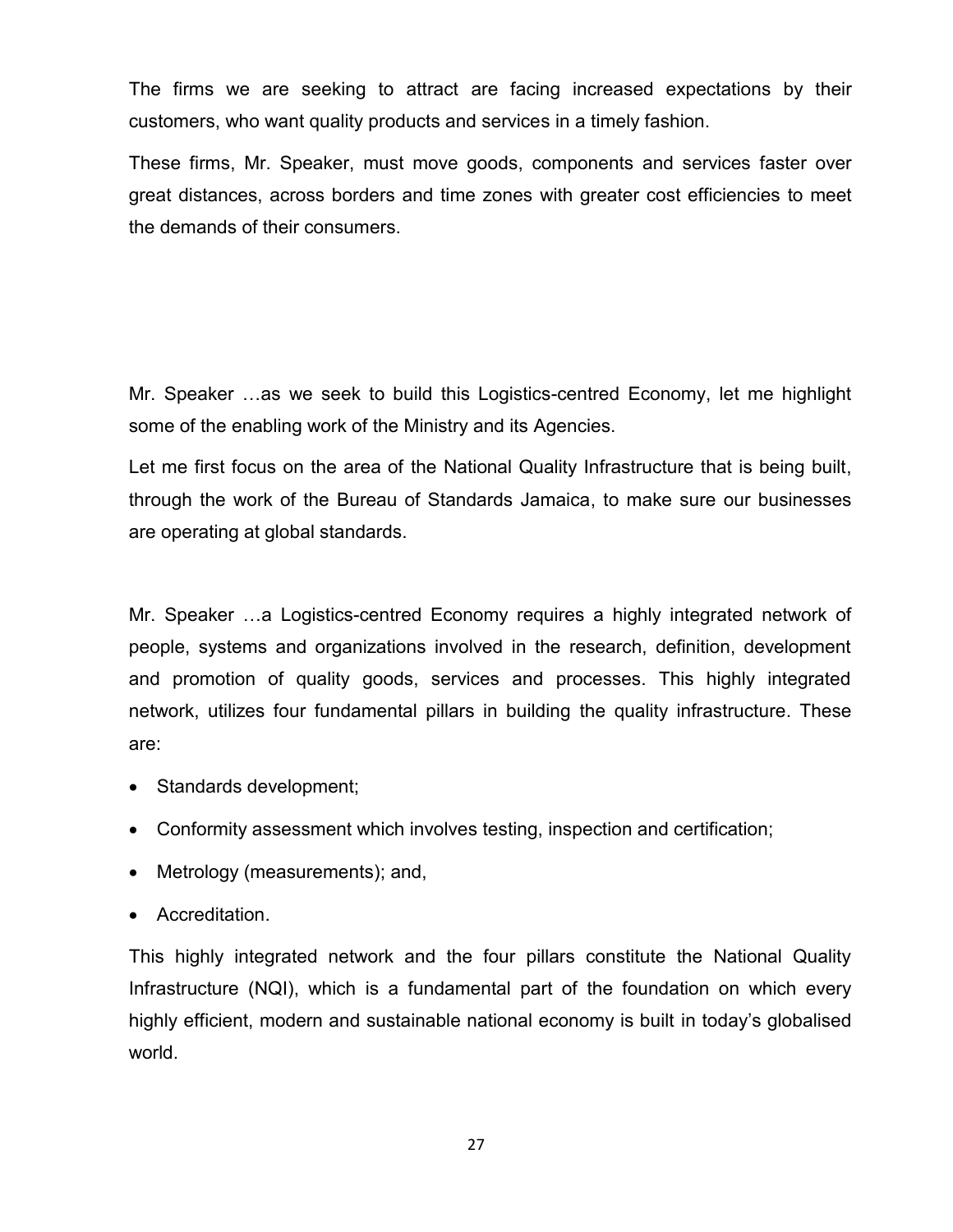The firms we are seeking to attract are facing increased expectations by their customers, who want quality products and services in a timely fashion.

These firms, Mr. Speaker, must move goods, components and services faster over great distances, across borders and time zones with greater cost efficiencies to meet the demands of their consumers.

Mr. Speaker …as we seek to build this Logistics-centred Economy, let me highlight some of the enabling work of the Ministry and its Agencies.

Let me first focus on the area of the National Quality Infrastructure that is being built, through the work of the Bureau of Standards Jamaica, to make sure our businesses are operating at global standards.

Mr. Speaker …a Logistics-centred Economy requires a highly integrated network of people, systems and organizations involved in the research, definition, development and promotion of quality goods, services and processes. This highly integrated network, utilizes four fundamental pillars in building the quality infrastructure. These are:

- Standards development;
- Conformity assessment which involves testing, inspection and certification;
- Metrology (measurements); and,
- Accreditation.

This highly integrated network and the four pillars constitute the National Quality Infrastructure (NQI), which is a fundamental part of the foundation on which every highly efficient, modern and sustainable national economy is built in today's globalised world.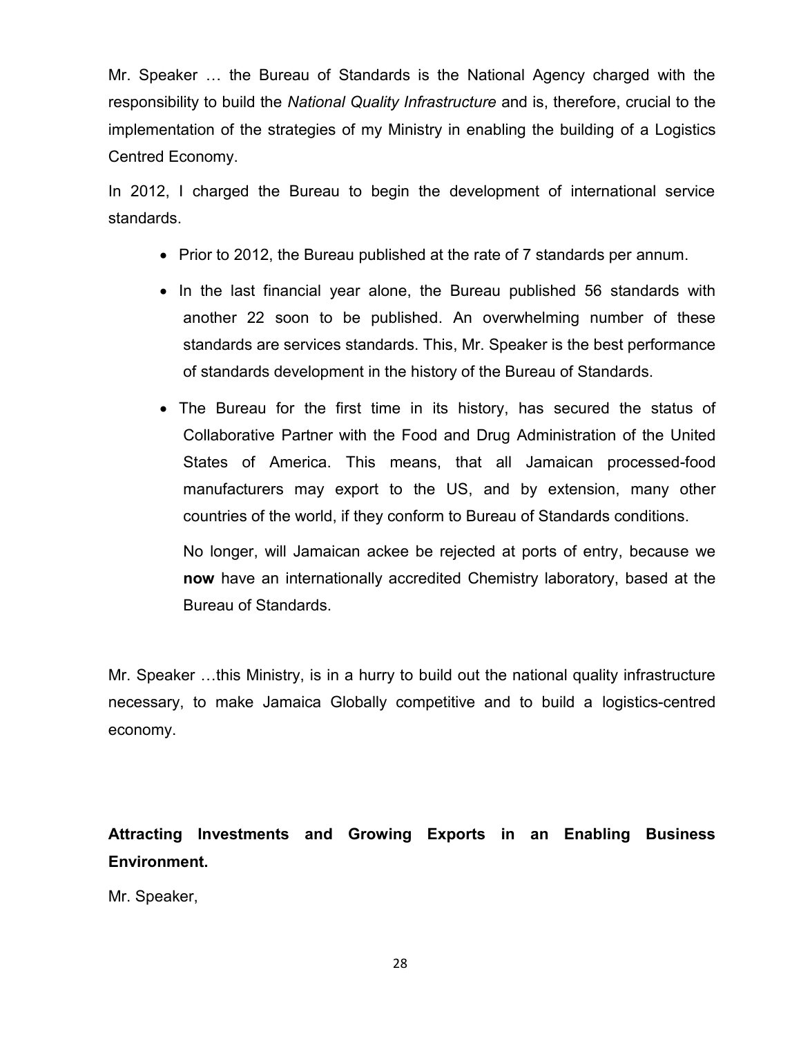Mr. Speaker … the Bureau of Standards is the National Agency charged with the responsibility to build the *National Quality Infrastructure* and is, therefore, crucial to the implementation of the strategies of my Ministry in enabling the building of a Logistics Centred Economy.

In 2012, I charged the Bureau to begin the development of international service standards.

- Prior to 2012, the Bureau published at the rate of 7 standards per annum.
- In the last financial year alone, the Bureau published 56 standards with another 22 soon to be published. An overwhelming number of these standards are services standards. This, Mr. Speaker is the best performance of standards development in the history of the Bureau of Standards.
- The Bureau for the first time in its history, has secured the status of Collaborative Partner with the Food and Drug Administration of the United States of America. This means, that all Jamaican processed-food manufacturers may export to the US, and by extension, many other countries of the world, if they conform to Bureau of Standards conditions.

  No longer, will Jamaican ackee be rejected at ports of entry, because we **now** have an internationally accredited Chemistry laboratory, based at the Bureau of Standards.

Mr. Speaker …this Ministry, is in a hurry to build out the national quality infrastructure necessary, to make Jamaica Globally competitive and to build a logistics-centred economy.

**Attracting Investments and Growing Exports in an Enabling Business Environment.**

Mr. Speaker,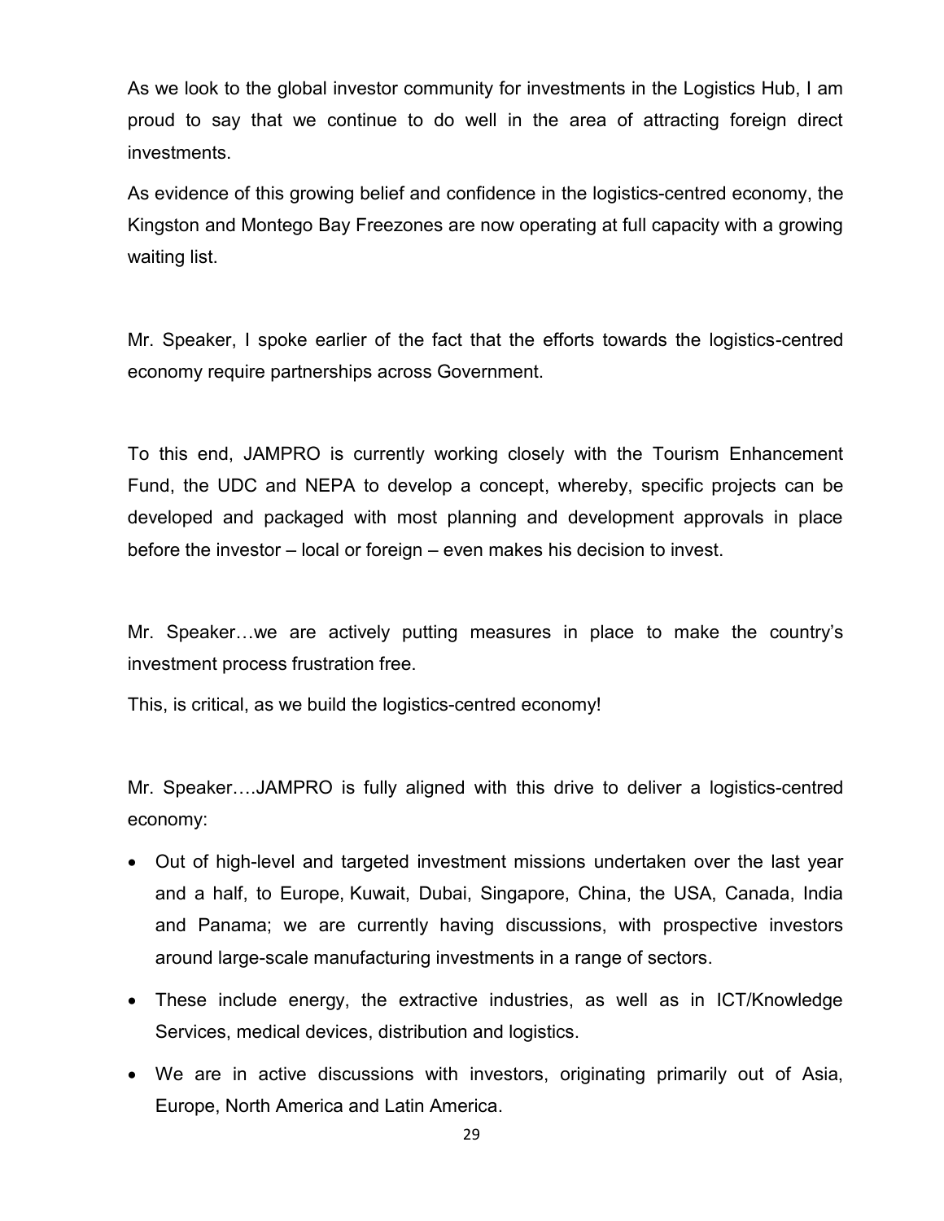As we look to the global investor community for investments in the Logistics Hub, I am proud to say that we continue to do well in the area of attracting foreign direct investments.

As evidence of this growing belief and confidence in the logistics-centred economy, the Kingston and Montego Bay Freezones are now operating at full capacity with a growing waiting list.

Mr. Speaker, I spoke earlier of the fact that the efforts towards the logistics-centred economy require partnerships across Government.

To this end, JAMPRO is currently working closely with the Tourism Enhancement Fund, the UDC and NEPA to develop a concept, whereby, specific projects can be developed and packaged with most planning and development approvals in place before the investor – local or foreign – even makes his decision to invest.

Mr. Speaker…we are actively putting measures in place to make the country's investment process frustration free.

This, is critical, as we build the logistics-centred economy!

Mr. Speaker….JAMPRO is fully aligned with this drive to deliver a logistics-centred economy:

- Out of high-level and targeted investment missions undertaken over the last year and a half, to Europe, Kuwait, Dubai, Singapore, China, the USA, Canada, India and Panama; we are currently having discussions, with prospective investors around large-scale manufacturing investments in a range of sectors.
- These include energy, the extractive industries, as well as in ICT/Knowledge Services, medical devices, distribution and logistics.
- We are in active discussions with investors, originating primarily out of Asia, Europe, North America and Latin America.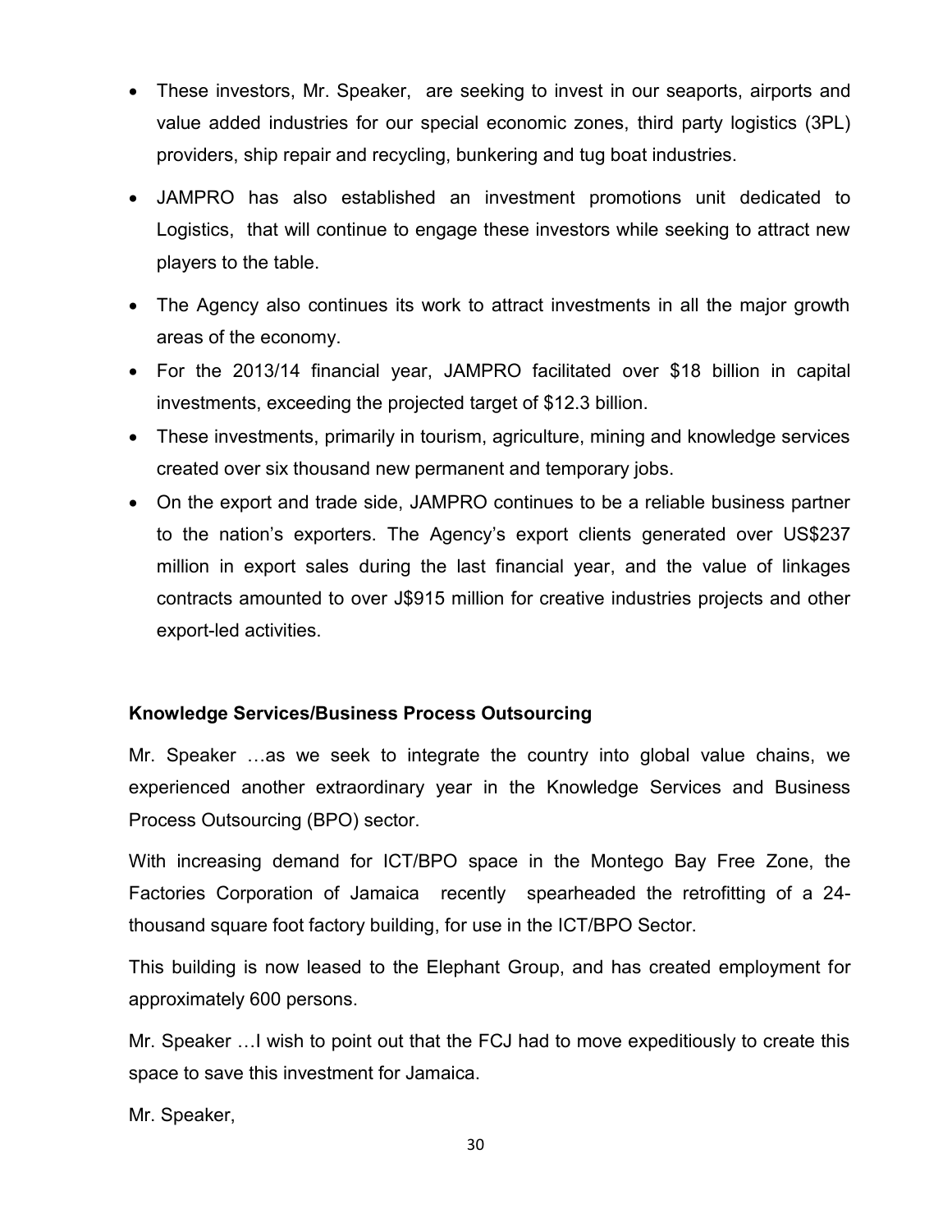- These investors, Mr. Speaker, are seeking to invest in our seaports, airports and value added industries for our special economic zones, third party logistics (3PL) providers, ship repair and recycling, bunkering and tug boat industries.
- JAMPRO has also established an investment promotions unit dedicated to Logistics, that will continue to engage these investors while seeking to attract new players to the table.
- The Agency also continues its work to attract investments in all the major growth areas of the economy.
- For the 2013/14 financial year, JAMPRO facilitated over $18 billion in capital investments, exceeding the projected target of $12.3 billion.
- These investments, primarily in tourism, agriculture, mining and knowledge services created over six thousand new permanent and temporary jobs.
- On the export and trade side, JAMPRO continues to be a reliable business partner to the nation's exporters. The Agency's export clients generated over US$237 million in export sales during the last financial year, and the value of linkages contracts amounted to over J$915 million for creative industries projects and other export-led activities.

**Knowledge Services/Business Process Outsourcing**

Mr. Speaker …as we seek to integrate the country into global value chains, we experienced another extraordinary year in the Knowledge Services and Business Process Outsourcing (BPO) sector.

With increasing demand for ICT/BPO space in the Montego Bay Free Zone, the Factories Corporation of Jamaica recently spearheaded the retrofitting of a 24-thousand square foot factory building, for use in the ICT/BPO Sector.

This building is now leased to the Elephant Group, and has created employment for approximately 600 persons.

Mr. Speaker …I wish to point out that the FCJ had to move expeditiously to create this space to save this investment for Jamaica.

Mr. Speaker,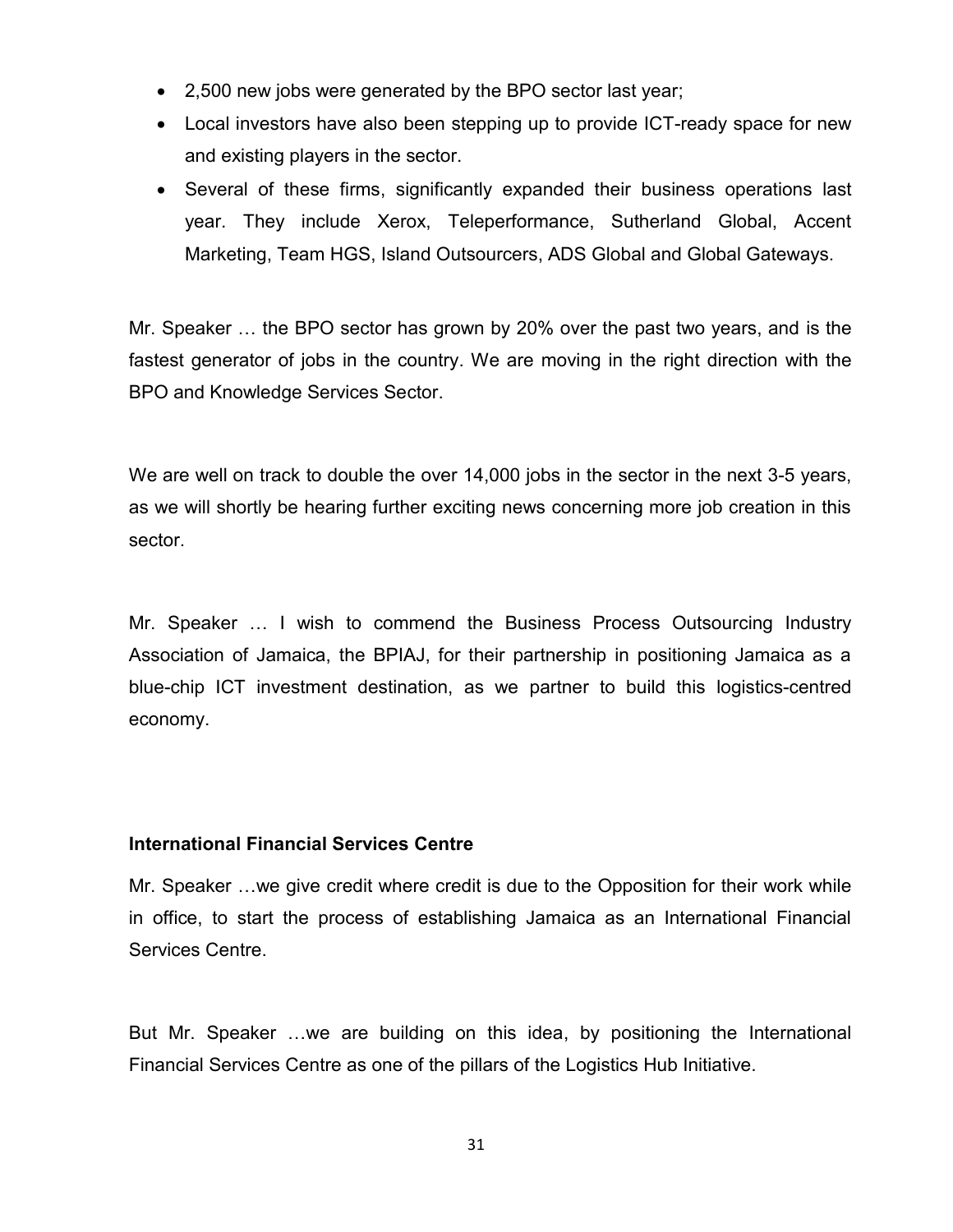- 2,500 new jobs were generated by the BPO sector last year;
- Local investors have also been stepping up to provide ICT-ready space for new and existing players in the sector.
- Several of these firms, significantly expanded their business operations last year. They include Xerox, Teleperformance, Sutherland Global, Accent Marketing, Team HGS, Island Outsourcers, ADS Global and Global Gateways.

Mr. Speaker … the BPO sector has grown by 20% over the past two years, and is the fastest generator of jobs in the country. We are moving in the right direction with the BPO and Knowledge Services Sector.

We are well on track to double the over 14,000 jobs in the sector in the next 3-5 years, as we will shortly be hearing further exciting news concerning more job creation in this sector.

Mr. Speaker … I wish to commend the Business Process Outsourcing Industry Association of Jamaica, the BPIAJ, for their partnership in positioning Jamaica as a blue-chip ICT investment destination, as we partner to build this logistics-centred economy.

**International Financial Services Centre**

Mr. Speaker …we give credit where credit is due to the Opposition for their work while in office, to start the process of establishing Jamaica as an International Financial Services Centre.

But Mr. Speaker …we are building on this idea, by positioning the International Financial Services Centre as one of the pillars of the Logistics Hub Initiative.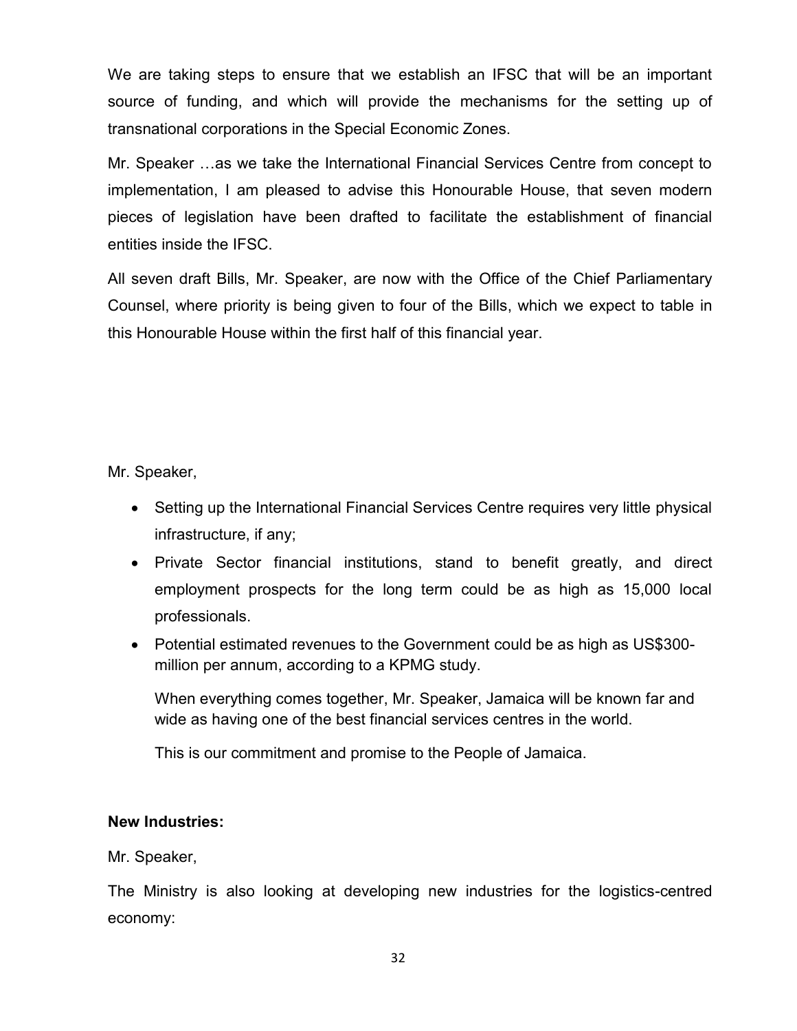We are taking steps to ensure that we establish an IFSC that will be an important source of funding, and which will provide the mechanisms for the setting up of transnational corporations in the Special Economic Zones.

Mr. Speaker …as we take the International Financial Services Centre from concept to implementation, I am pleased to advise this Honourable House, that seven modern pieces of legislation have been drafted to facilitate the establishment of financial entities inside the IFSC.

All seven draft Bills, Mr. Speaker, are now with the Office of the Chief Parliamentary Counsel, where priority is being given to four of the Bills, which we expect to table in this Honourable House within the first half of this financial year.

Mr. Speaker,

- Setting up the International Financial Services Centre requires very little physical infrastructure, if any;
- Private Sector financial institutions, stand to benefit greatly, and direct employment prospects for the long term could be as high as 15,000 local professionals.
- Potential estimated revenues to the Government could be as high as US$300-million per annum, according to a KPMG study.

  When everything comes together, Mr. Speaker, Jamaica will be known far and wide as having one of the best financial services centres in the world.

  This is our commitment and promise to the People of Jamaica.

**New Industries:**

Mr. Speaker,

The Ministry is also looking at developing new industries for the logistics-centred economy: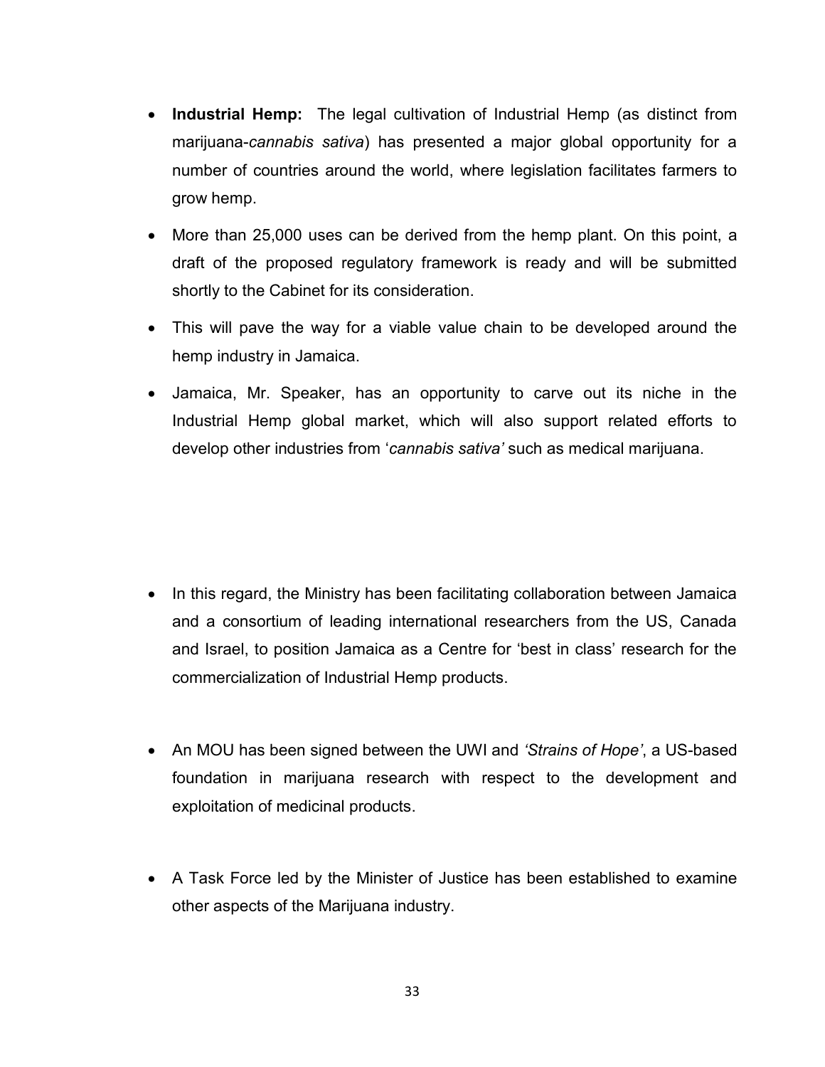- **Industrial Hemp:** The legal cultivation of Industrial Hemp (as distinct from marijuana-*cannabis sativa*) has presented a major global opportunity for a number of countries around the world, where legislation facilitates farmers to grow hemp.
- More than 25,000 uses can be derived from the hemp plant. On this point, a draft of the proposed regulatory framework is ready and will be submitted shortly to the Cabinet for its consideration.
- This will pave the way for a viable value chain to be developed around the hemp industry in Jamaica.
- Jamaica, Mr. Speaker, has an opportunity to carve out its niche in the Industrial Hemp global market, which will also support related efforts to develop other industries from '*cannabis sativa'* such as medical marijuana.

- In this regard, the Ministry has been facilitating collaboration between Jamaica and a consortium of leading international researchers from the US, Canada and Israel, to position Jamaica as a Centre for 'best in class' research for the commercialization of Industrial Hemp products.

- An MOU has been signed between the UWI and *'Strains of Hope'*, a US-based foundation in marijuana research with respect to the development and exploitation of medicinal products.

- A Task Force led by the Minister of Justice has been established to examine other aspects of the Marijuana industry.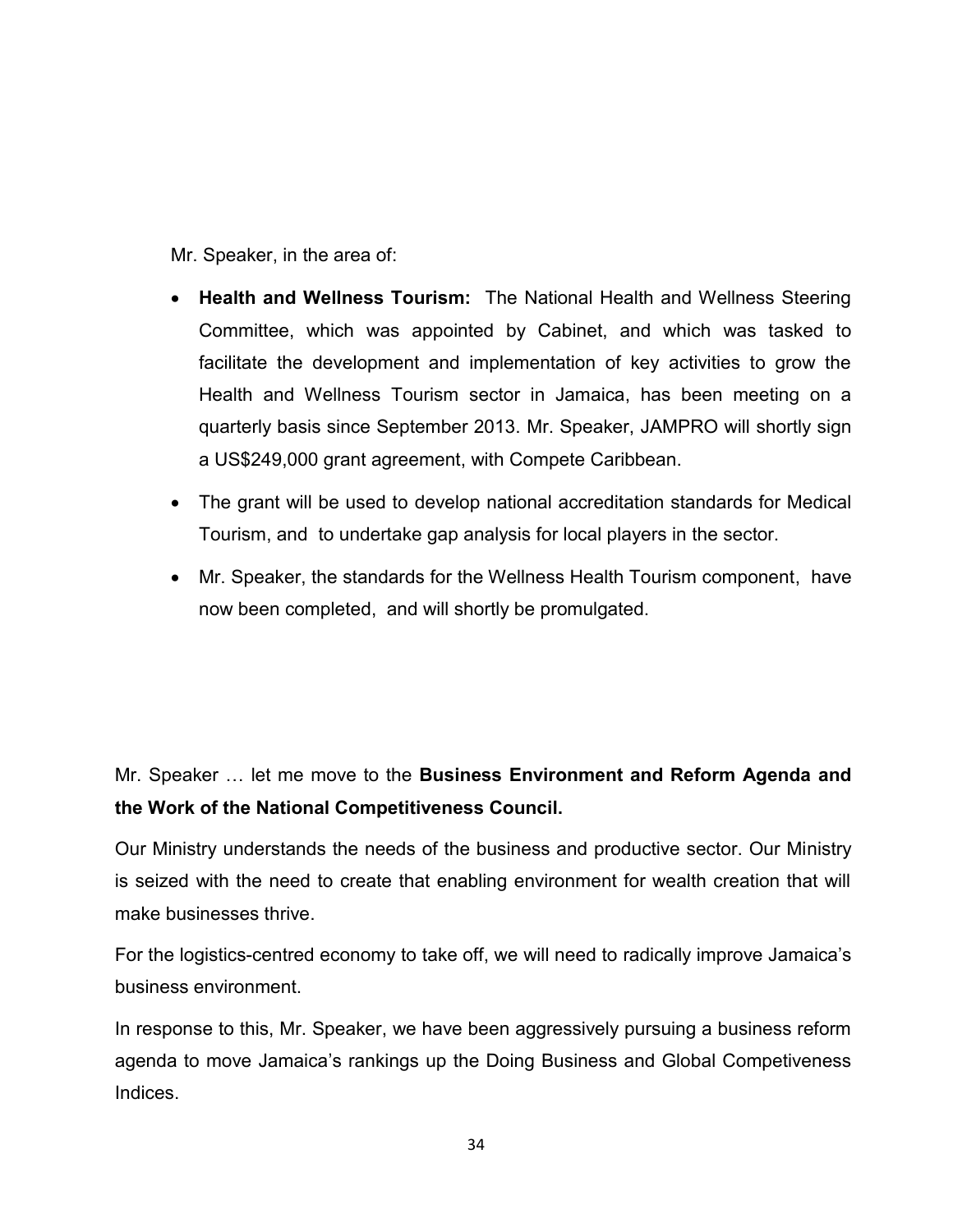Mr. Speaker, in the area of:

- **Health and Wellness Tourism:** The National Health and Wellness Steering Committee, which was appointed by Cabinet, and which was tasked to facilitate the development and implementation of key activities to grow the Health and Wellness Tourism sector in Jamaica, has been meeting on a quarterly basis since September 2013. Mr. Speaker, JAMPRO will shortly sign a US$249,000 grant agreement, with Compete Caribbean.
- The grant will be used to develop national accreditation standards for Medical Tourism, and to undertake gap analysis for local players in the sector.
- Mr. Speaker, the standards for the Wellness Health Tourism component, have now been completed, and will shortly be promulgated.

Mr. Speaker … let me move to the **Business Environment and Reform Agenda and the Work of the National Competitiveness Council.**

Our Ministry understands the needs of the business and productive sector. Our Ministry is seized with the need to create that enabling environment for wealth creation that will make businesses thrive.

For the logistics-centred economy to take off, we will need to radically improve Jamaica's business environment.

In response to this, Mr. Speaker, we have been aggressively pursuing a business reform agenda to move Jamaica's rankings up the Doing Business and Global Competeiveness Indices.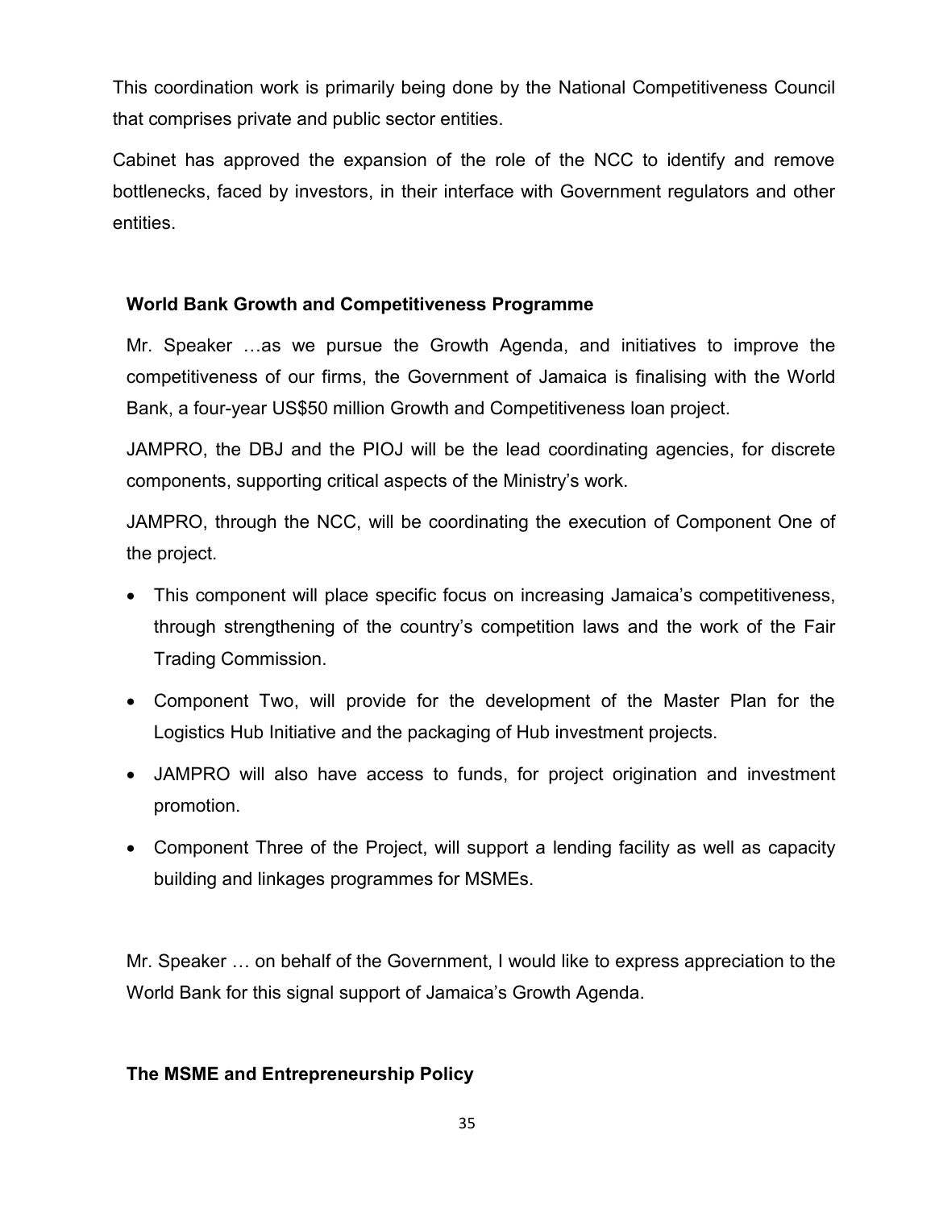This coordination work is primarily being done by the National Competitiveness Council that comprises private and public sector entities.

Cabinet has approved the expansion of the role of the NCC to identify and remove bottlenecks, faced by investors, in their interface with Government regulators and other entities.

## World Bank Growth and Competitiveness Programme

Mr. Speaker …as we pursue the Growth Agenda, and initiatives to improve the competitiveness of our firms, the Government of Jamaica is finalising with the World Bank, a four-year US$50 million Growth and Competitiveness loan project.

JAMPRO, the DBJ and the PIOJ will be the lead coordinating agencies, for discrete components, supporting critical aspects of the Ministry's work.

JAMPRO, through the NCC, will be coordinating the execution of Component One of the project.

- This component will place specific focus on increasing Jamaica's competitiveness, through strengthening of the country's competition laws and the work of the Fair Trading Commission.
- Component Two, will provide for the development of the Master Plan for the Logistics Hub Initiative and the packaging of Hub investment projects.
- JAMPRO will also have access to funds, for project origination and investment promotion.
- Component Three of the Project, will support a lending facility as well as capacity building and linkages programmes for MSMEs.

Mr. Speaker … on behalf of the Government, I would like to express appreciation to the World Bank for this signal support of Jamaica's Growth Agenda.

## The MSME and Entrepreneurship Policy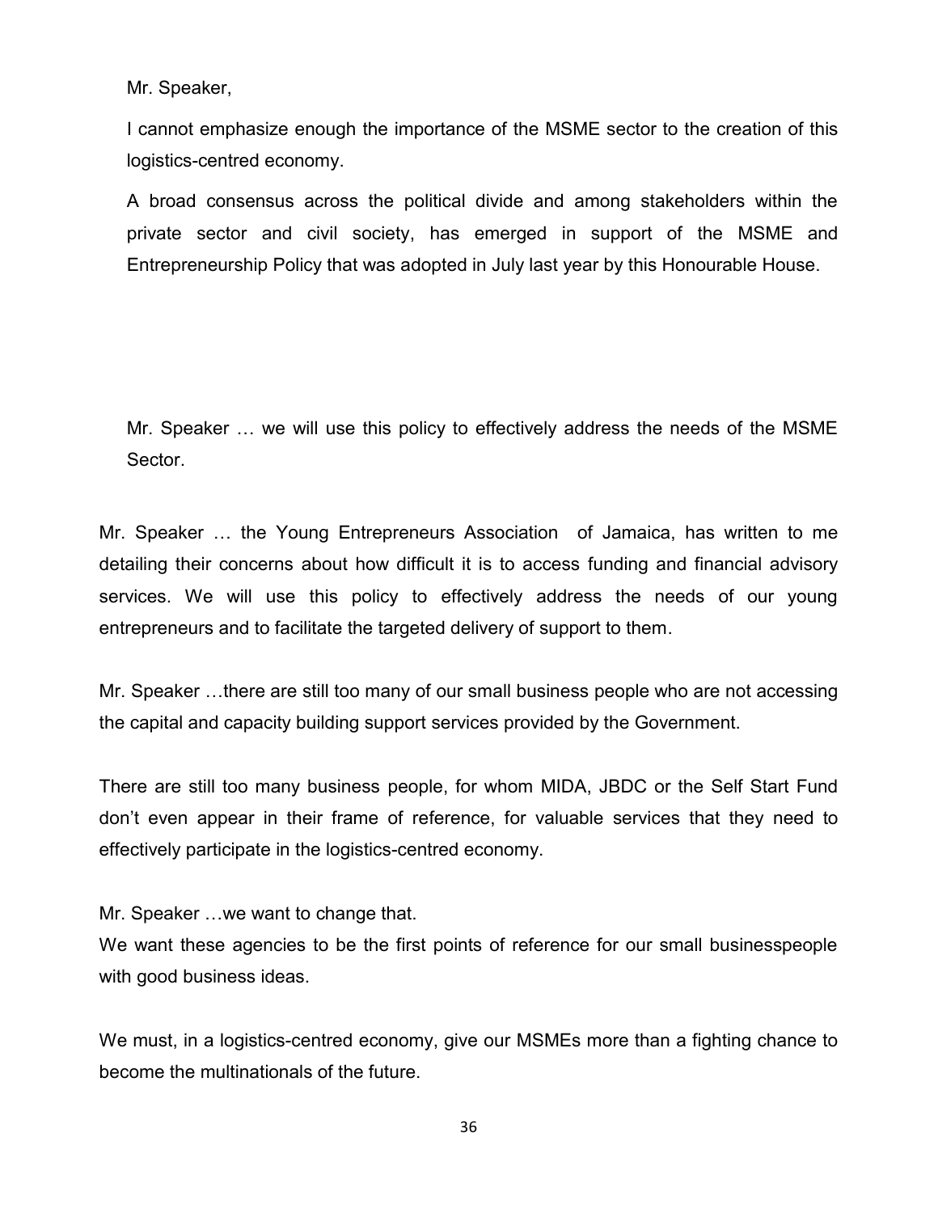Mr. Speaker,

I cannot emphasize enough the importance of the MSME sector to the creation of this logistics-centred economy.

A broad consensus across the political divide and among stakeholders within the private sector and civil society, has emerged in support of the MSME and Entrepreneurship Policy that was adopted in July last year by this Honourable House.

Mr. Speaker … we will use this policy to effectively address the needs of the MSME Sector.

Mr. Speaker … the Young Entrepreneurs Association of Jamaica, has written to me detailing their concerns about how difficult it is to access funding and financial advisory services. We will use this policy to effectively address the needs of our young entrepreneurs and to facilitate the targeted delivery of support to them.

Mr. Speaker …there are still too many of our small business people who are not accessing the capital and capacity building support services provided by the Government.

There are still too many business people, for whom MIDA, JBDC or the Self Start Fund don't even appear in their frame of reference, for valuable services that they need to effectively participate in the logistics-centred economy.

Mr. Speaker …we want to change that.

We want these agencies to be the first points of reference for our small businesspeople with good business ideas.

We must, in a logistics-centred economy, give our MSMEs more than a fighting chance to become the multinationals of the future.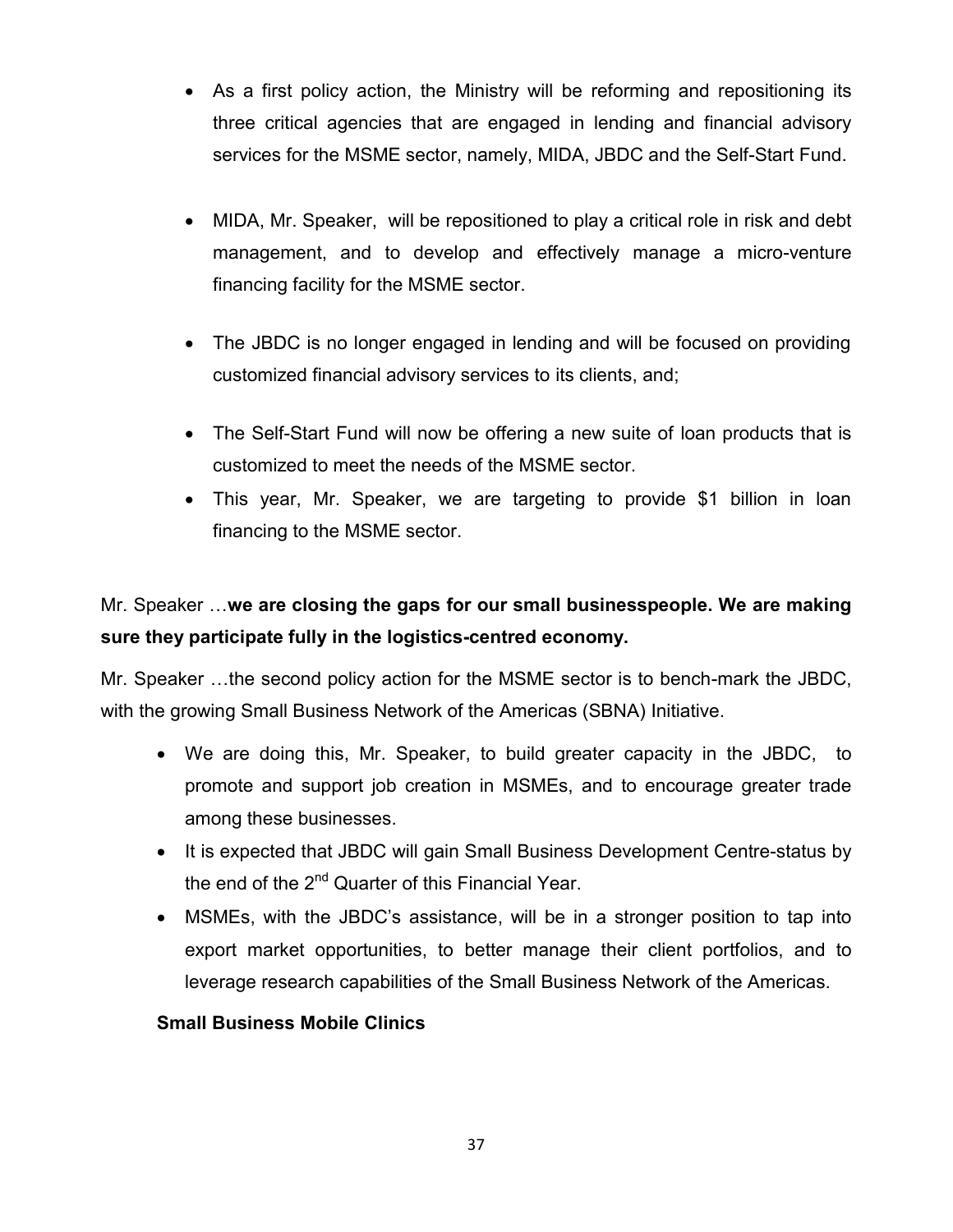- As a first policy action, the Ministry will be reforming and repositioning its three critical agencies that are engaged in lending and financial advisory services for the MSME sector, namely, MIDA, JBDC and the Self-Start Fund.

- MIDA, Mr. Speaker, will be repositioned to play a critical role in risk and debt management, and to develop and effectively manage a micro-venture financing facility for the MSME sector.

- The JBDC is no longer engaged in lending and will be focused on providing customized financial advisory services to its clients, and;

- The Self-Start Fund will now be offering a new suite of loan products that is customized to meet the needs of the MSME sector.
- This year, Mr. Speaker, we are targeting to provide $1 billion in loan financing to the MSME sector.

Mr. Speaker …**we are closing the gaps for our small businesspeople. We are making sure they participate fully in the logistics-centred economy.**

Mr. Speaker …the second policy action for the MSME sector is to bench-mark the JBDC, with the growing Small Business Network of the Americas (SBNA) Initiative.

- We are doing this, Mr. Speaker, to build greater capacity in the JBDC, to promote and support job creation in MSMEs, and to encourage greater trade among these businesses.
- It is expected that JBDC will gain Small Business Development Centre-status by the end of the 2nd Quarter of this Financial Year.
- MSMEs, with the JBDC's assistance, will be in a stronger position to tap into export market opportunities, to better manage their client portfolios, and to leverage research capabilities of the Small Business Network of the Americas.

**Small Business Mobile Clinics**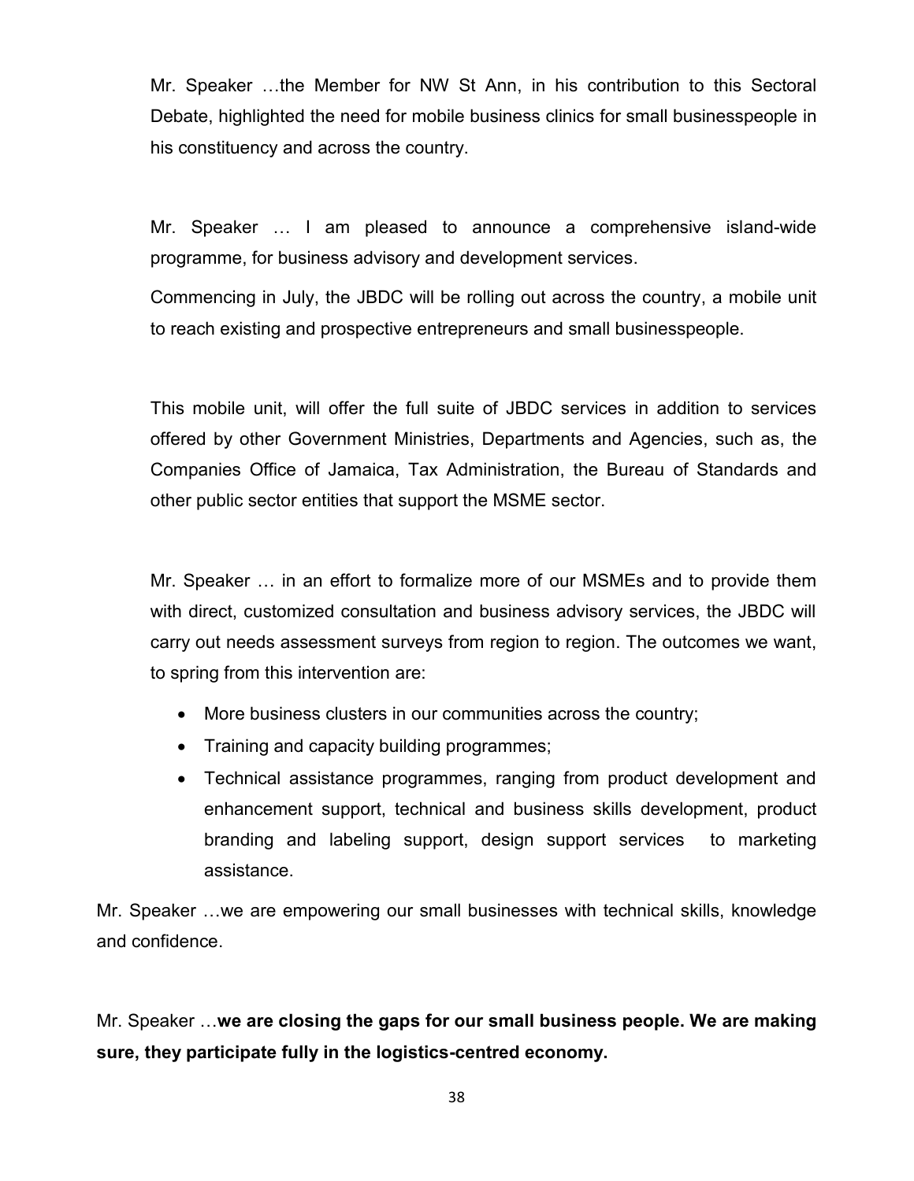Mr. Speaker …the Member for NW St Ann, in his contribution to this Sectoral Debate, highlighted the need for mobile business clinics for small businesspeople in his constituency and across the country.

Mr. Speaker … I am pleased to announce a comprehensive island-wide programme, for business advisory and development services.

Commencing in July, the JBDC will be rolling out across the country, a mobile unit to reach existing and prospective entrepreneurs and small businesspeople.

This mobile unit, will offer the full suite of JBDC services in addition to services offered by other Government Ministries, Departments and Agencies, such as, the Companies Office of Jamaica, Tax Administration, the Bureau of Standards and other public sector entities that support the MSME sector.

Mr. Speaker … in an effort to formalize more of our MSMEs and to provide them with direct, customized consultation and business advisory services, the JBDC will carry out needs assessment surveys from region to region. The outcomes we want, to spring from this intervention are:

- More business clusters in our communities across the country;
- Training and capacity building programmes;
- Technical assistance programmes, ranging from product development and enhancement support, technical and business skills development, product branding and labeling support, design support services to marketing assistance.

Mr. Speaker …we are empowering our small businesses with technical skills, knowledge and confidence.

Mr. Speaker …**we are closing the gaps for our small business people. We are making sure, they participate fully in the logistics-centred economy.**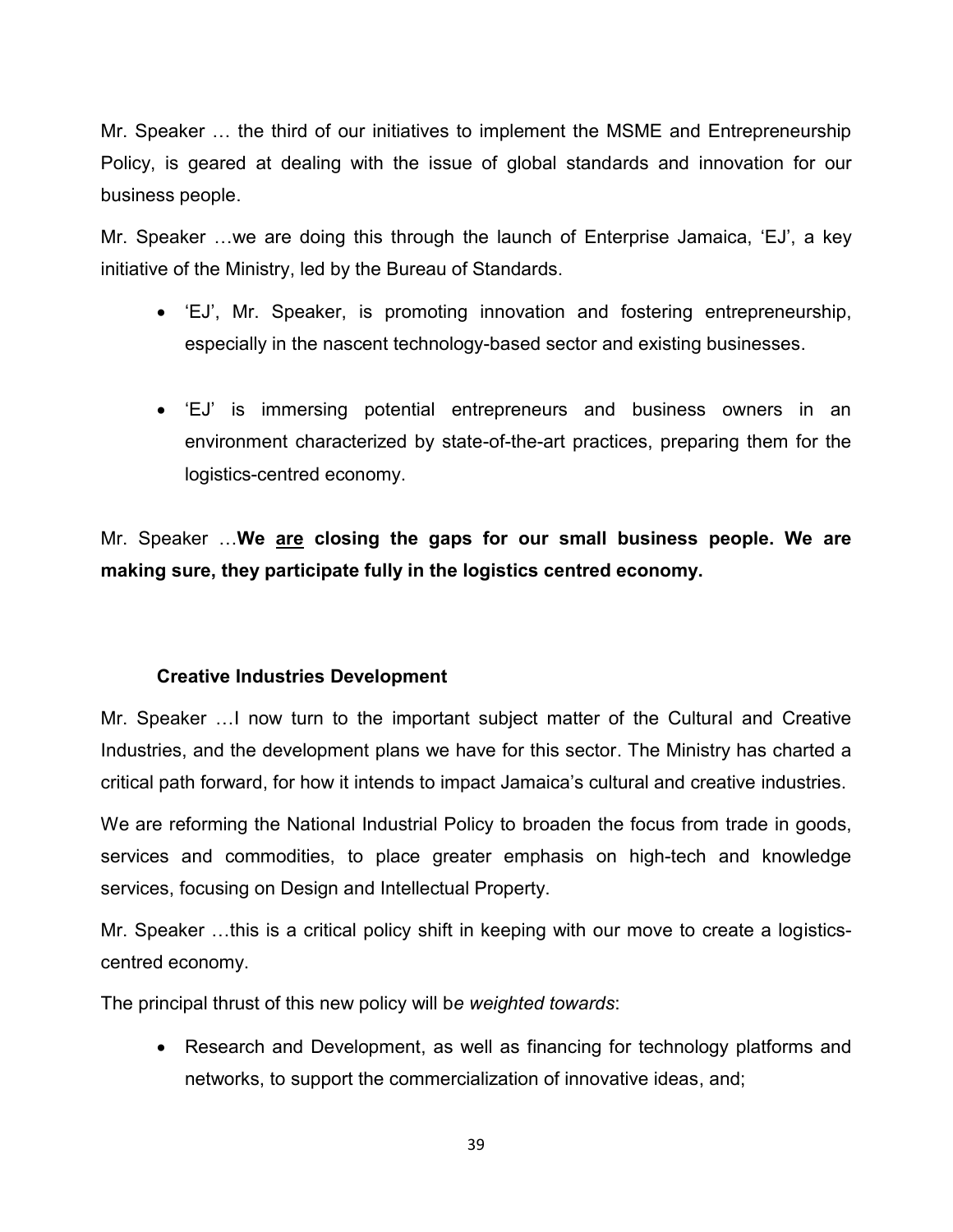Mr. Speaker … the third of our initiatives to implement the MSME and Entrepreneurship Policy, is geared at dealing with the issue of global standards and innovation for our business people.

Mr. Speaker …we are doing this through the launch of Enterprise Jamaica, 'EJ', a key initiative of the Ministry, led by the Bureau of Standards.

- 'EJ', Mr. Speaker, is promoting innovation and fostering entrepreneurship, especially in the nascent technology-based sector and existing businesses.

- 'EJ' is immersing potential entrepreneurs and business owners in an environment characterized by state-of-the-art practices, preparing them for the logistics-centred economy.

Mr. Speaker …**We <u>are</u> closing the gaps for our small business people. We are making sure, they participate fully in the logistics centred economy.**

### Creative Industries Development

Mr. Speaker …I now turn to the important subject matter of the Cultural and Creative Industries, and the development plans we have for this sector. The Ministry has charted a critical path forward, for how it intends to impact Jamaica's cultural and creative industries.

We are reforming the National Industrial Policy to broaden the focus from trade in goods, services and commodities, to place greater emphasis on high-tech and knowledge services, focusing on Design and Intellectual Property.

Mr. Speaker …this is a critical policy shift in keeping with our move to create a logistics-centred economy.

The principal thrust of this new policy will b*e weighted towards*:

- Research and Development, as well as financing for technology platforms and networks, to support the commercialization of innovative ideas, and;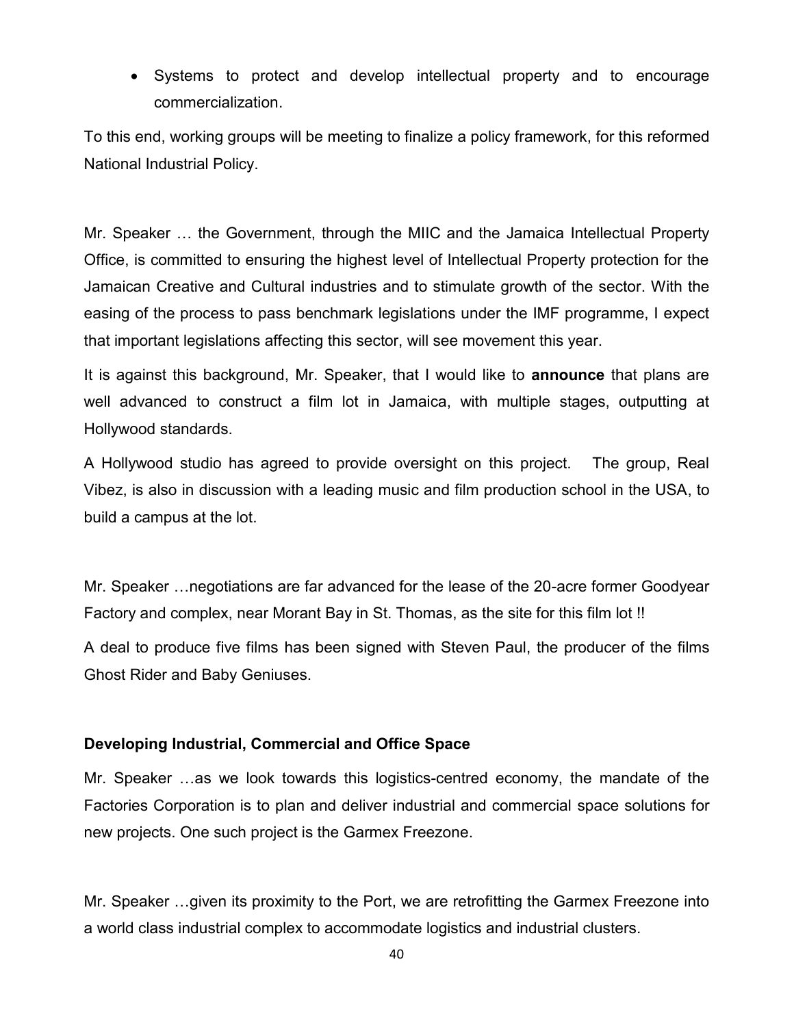- Systems to protect and develop intellectual property and to encourage commercialization.

To this end, working groups will be meeting to finalize a policy framework, for this reformed National Industrial Policy.

Mr. Speaker … the Government, through the MIIC and the Jamaica Intellectual Property Office, is committed to ensuring the highest level of Intellectual Property protection for the Jamaican Creative and Cultural industries and to stimulate growth of the sector. With the easing of the process to pass benchmark legislations under the IMF programme, I expect that important legislations affecting this sector, will see movement this year.

It is against this background, Mr. Speaker, that I would like to **announce** that plans are well advanced to construct a film lot in Jamaica, with multiple stages, outputting at Hollywood standards.

A Hollywood studio has agreed to provide oversight on this project. The group, Real Vibez, is also in discussion with a leading music and film production school in the USA, to build a campus at the lot.

Mr. Speaker …negotiations are far advanced for the lease of the 20-acre former Goodyear Factory and complex, near Morant Bay in St. Thomas, as the site for this film lot !!

A deal to produce five films has been signed with Steven Paul, the producer of the films Ghost Rider and Baby Geniuses.

**Developing Industrial, Commercial and Office Space**

Mr. Speaker …as we look towards this logistics-centred economy, the mandate of the Factories Corporation is to plan and deliver industrial and commercial space solutions for new projects. One such project is the Garmex Freezone.

Mr. Speaker …given its proximity to the Port, we are retrofitting the Garmex Freezone into a world class industrial complex to accommodate logistics and industrial clusters.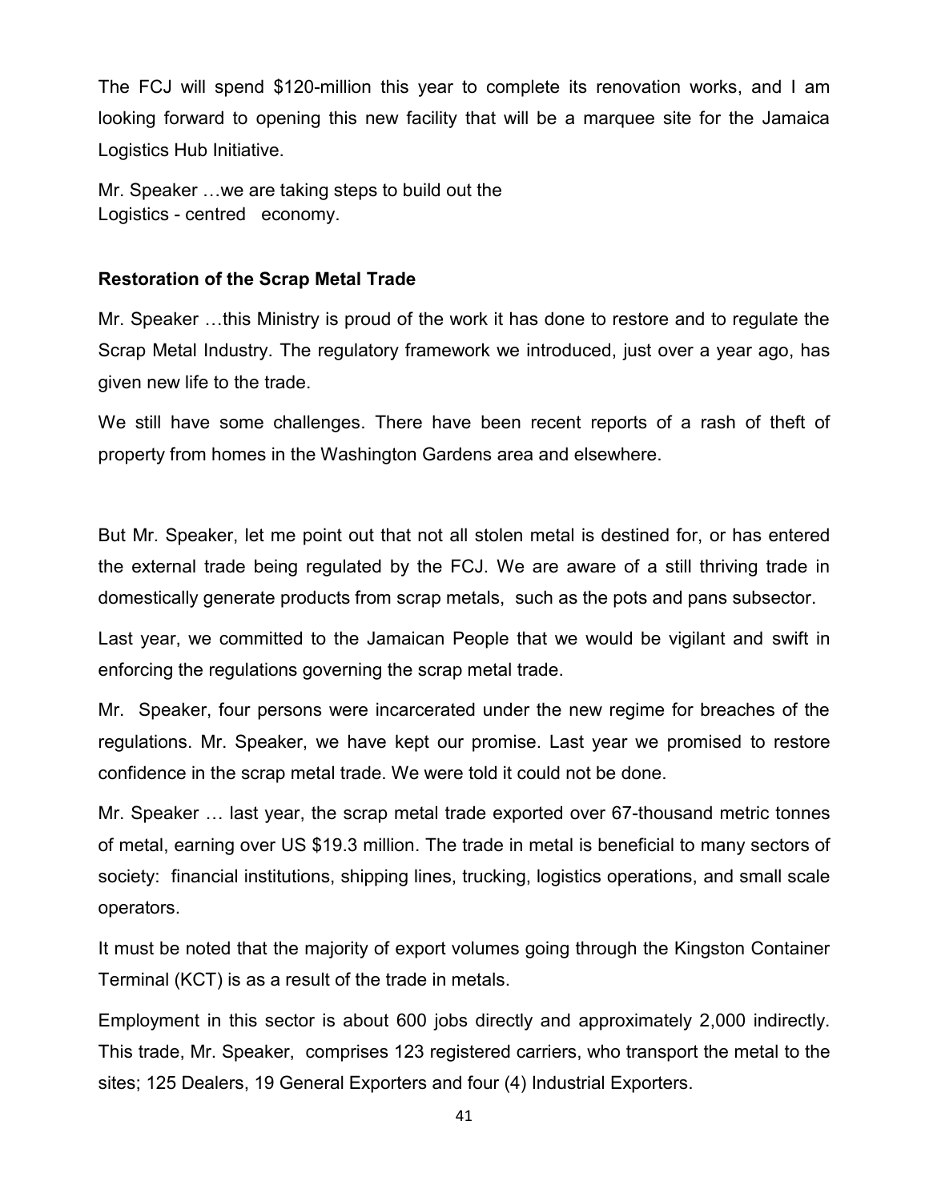The FCJ will spend $120-million this year to complete its renovation works, and I am looking forward to opening this new facility that will be a marquee site for the Jamaica Logistics Hub Initiative.

Mr. Speaker …we are taking steps to build out the Logistics - centred economy.

**Restoration of the Scrap Metal Trade**

Mr. Speaker …this Ministry is proud of the work it has done to restore and to regulate the Scrap Metal Industry. The regulatory framework we introduced, just over a year ago, has given new life to the trade.

We still have some challenges. There have been recent reports of a rash of theft of property from homes in the Washington Gardens area and elsewhere.

But Mr. Speaker, let me point out that not all stolen metal is destined for, or has entered the external trade being regulated by the FCJ. We are aware of a still thriving trade in domestically generate products from scrap metals, such as the pots and pans subsector.

Last year, we committed to the Jamaican People that we would be vigilant and swift in enforcing the regulations governing the scrap metal trade.

Mr. Speaker, four persons were incarcerated under the new regime for breaches of the regulations. Mr. Speaker, we have kept our promise. Last year we promised to restore confidence in the scrap metal trade. We were told it could not be done.

Mr. Speaker … last year, the scrap metal trade exported over 67-thousand metric tonnes of metal, earning over US $19.3 million. The trade in metal is beneficial to many sectors of society: financial institutions, shipping lines, trucking, logistics operations, and small scale operators.

It must be noted that the majority of export volumes going through the Kingston Container Terminal (KCT) is as a result of the trade in metals.

Employment in this sector is about 600 jobs directly and approximately 2,000 indirectly. This trade, Mr. Speaker, comprises 123 registered carriers, who transport the metal to the sites; 125 Dealers, 19 General Exporters and four (4) Industrial Exporters.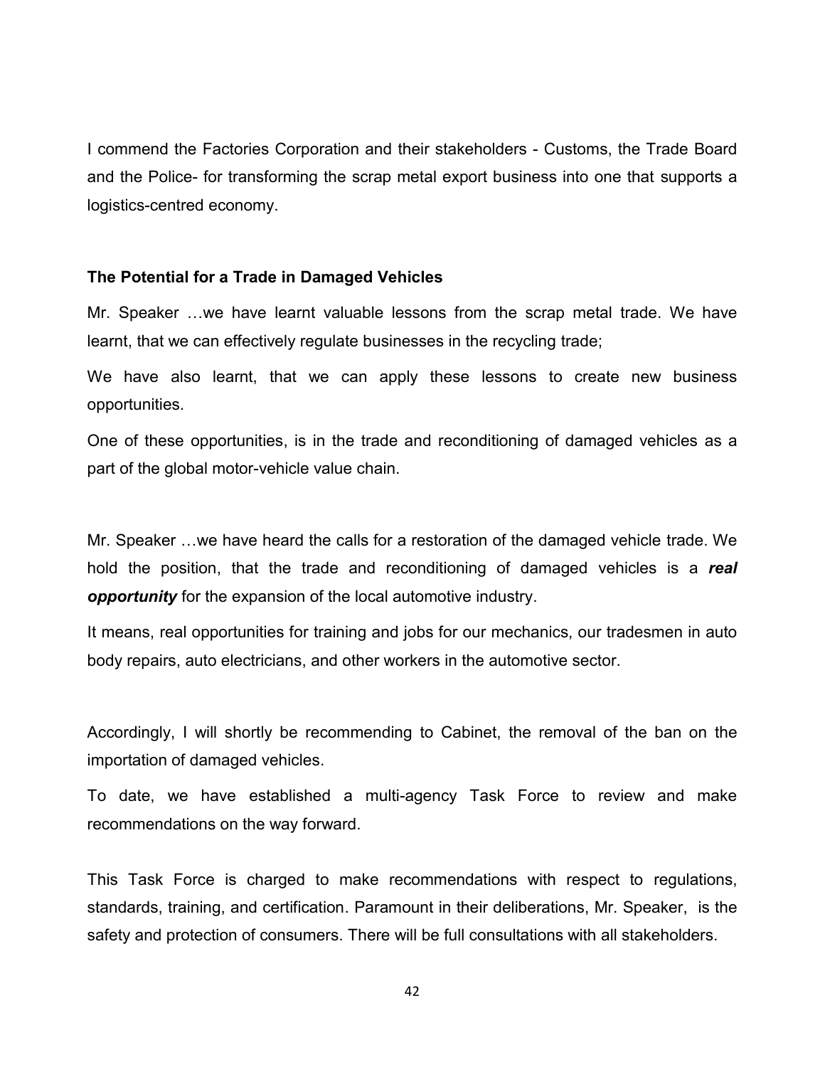I commend the Factories Corporation and their stakeholders - Customs, the Trade Board and the Police- for transforming the scrap metal export business into one that supports a logistics-centred economy.

**The Potential for a Trade in Damaged Vehicles**

Mr. Speaker …we have learnt valuable lessons from the scrap metal trade. We have learnt, that we can effectively regulate businesses in the recycling trade;

We have also learnt, that we can apply these lessons to create new business opportunities.

One of these opportunities, is in the trade and reconditioning of damaged vehicles as a part of the global motor-vehicle value chain.

Mr. Speaker …we have heard the calls for a restoration of the damaged vehicle trade. We hold the position, that the trade and reconditioning of damaged vehicles is a ***real opportunity*** for the expansion of the local automotive industry.

It means, real opportunities for training and jobs for our mechanics, our tradesmen in auto body repairs, auto electricians, and other workers in the automotive sector.

Accordingly, I will shortly be recommending to Cabinet, the removal of the ban on the importation of damaged vehicles.

To date, we have established a multi-agency Task Force to review and make recommendations on the way forward.

This Task Force is charged to make recommendations with respect to regulations, standards, training, and certification. Paramount in their deliberations, Mr. Speaker, is the safety and protection of consumers. There will be full consultations with all stakeholders.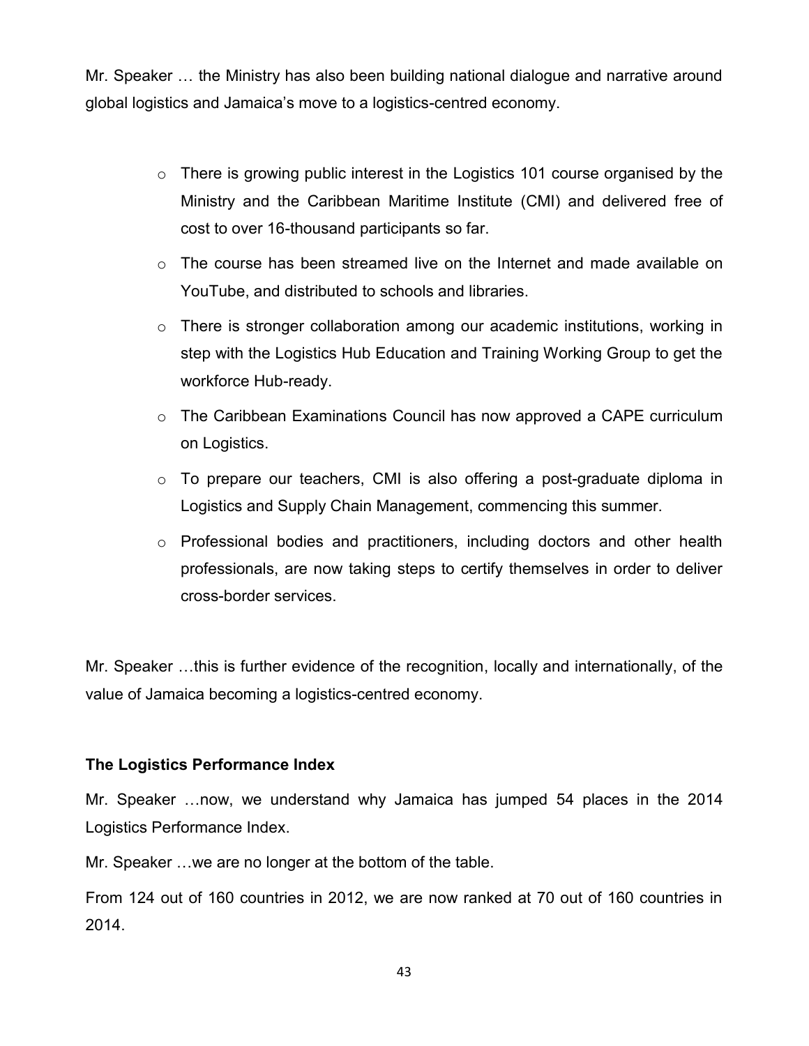Mr. Speaker … the Ministry has also been building national dialogue and narrative around global logistics and Jamaica's move to a logistics-centred economy.

- There is growing public interest in the Logistics 101 course organised by the Ministry and the Caribbean Maritime Institute (CMI) and delivered free of cost to over 16-thousand participants so far.
- The course has been streamed live on the Internet and made available on YouTube, and distributed to schools and libraries.
- There is stronger collaboration among our academic institutions, working in step with the Logistics Hub Education and Training Working Group to get the workforce Hub-ready.
- The Caribbean Examinations Council has now approved a CAPE curriculum on Logistics.
- To prepare our teachers, CMI is also offering a post-graduate diploma in Logistics and Supply Chain Management, commencing this summer.
- Professional bodies and practitioners, including doctors and other health professionals, are now taking steps to certify themselves in order to deliver cross-border services.

Mr. Speaker …this is further evidence of the recognition, locally and internationally, of the value of Jamaica becoming a logistics-centred economy.

**The Logistics Performance Index**

Mr. Speaker …now, we understand why Jamaica has jumped 54 places in the 2014 Logistics Performance Index.

Mr. Speaker …we are no longer at the bottom of the table.

From 124 out of 160 countries in 2012, we are now ranked at 70 out of 160 countries in 2014.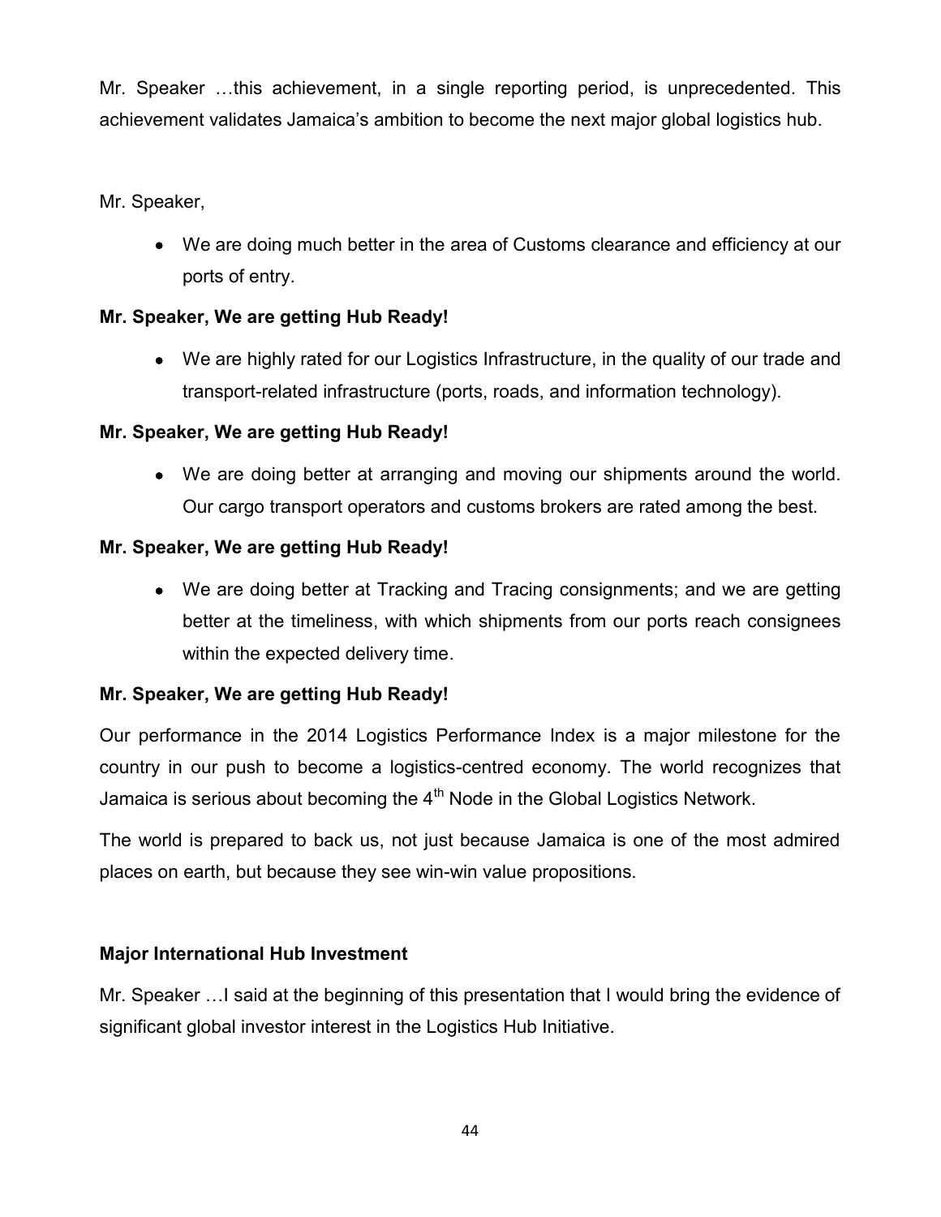Mr. Speaker …this achievement, in a single reporting period, is unprecedented. This achievement validates Jamaica's ambition to become the next major global logistics hub.

Mr. Speaker,

- We are doing much better in the area of Customs clearance and efficiency at our ports of entry.

**Mr. Speaker, We are getting Hub Ready!**

- We are highly rated for our Logistics Infrastructure, in the quality of our trade and transport-related infrastructure (ports, roads, and information technology).

**Mr. Speaker, We are getting Hub Ready!**

- We are doing better at arranging and moving our shipments around the world. Our cargo transport operators and customs brokers are rated among the best.

**Mr. Speaker, We are getting Hub Ready!**

- We are doing better at Tracking and Tracing consignments; and we are getting better at the timeliness, with which shipments from our ports reach consignees within the expected delivery time.

**Mr. Speaker, We are getting Hub Ready!**

Our performance in the 2014 Logistics Performance Index is a major milestone for the country in our push to become a logistics-centred economy. The world recognizes that Jamaica is serious about becoming the 4th Node in the Global Logistics Network.

The world is prepared to back us, not just because Jamaica is one of the most admired places on earth, but because they see win-win value propositions.

**Major International Hub Investment**

Mr. Speaker …I said at the beginning of this presentation that I would bring the evidence of significant global investor interest in the Logistics Hub Initiative.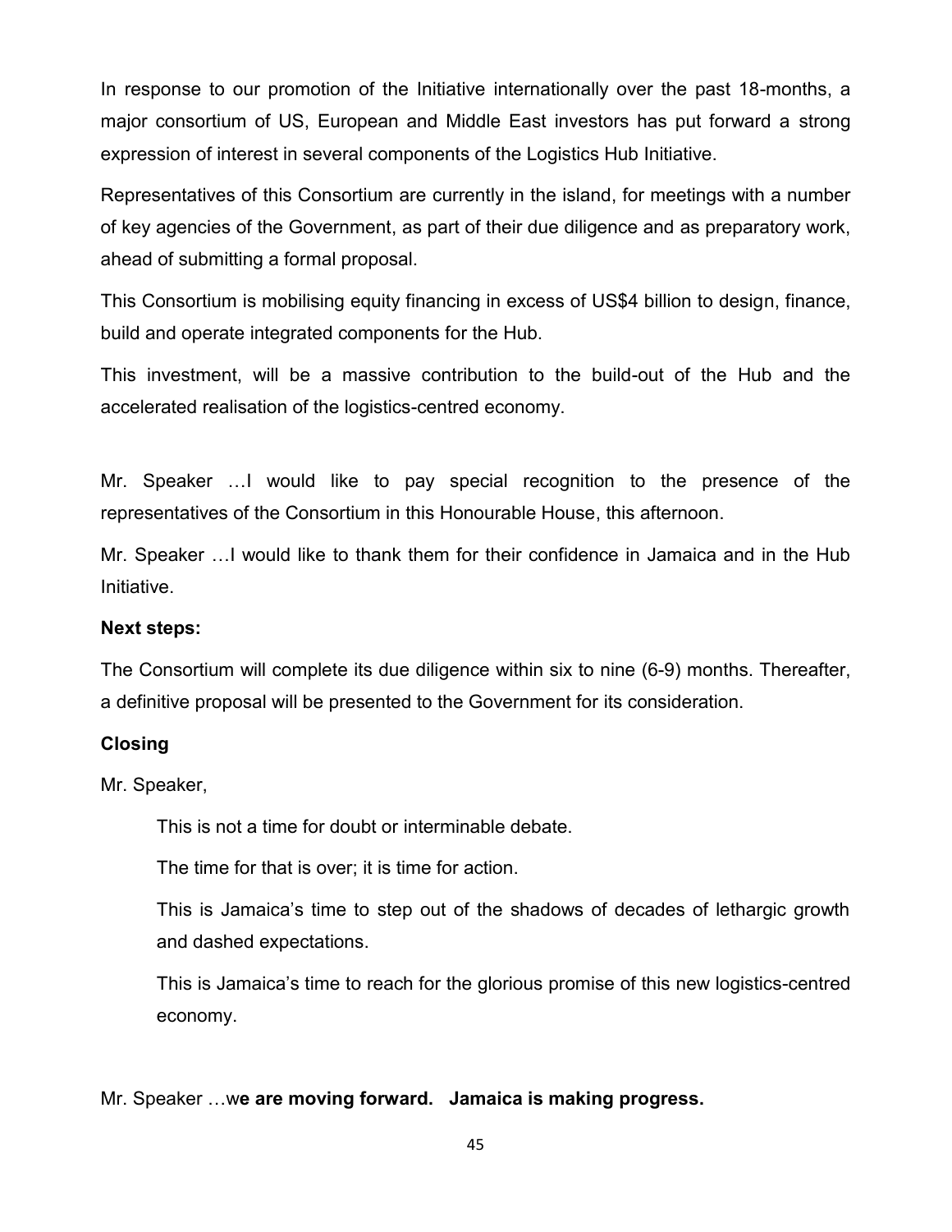In response to our promotion of the Initiative internationally over the past 18-months, a major consortium of US, European and Middle East investors has put forward a strong expression of interest in several components of the Logistics Hub Initiative.

Representatives of this Consortium are currently in the island, for meetings with a number of key agencies of the Government, as part of their due diligence and as preparatory work, ahead of submitting a formal proposal.

This Consortium is mobilising equity financing in excess of US$4 billion to design, finance, build and operate integrated components for the Hub.

This investment, will be a massive contribution to the build-out of the Hub and the accelerated realisation of the logistics-centred economy.

Mr. Speaker …I would like to pay special recognition to the presence of the representatives of the Consortium in this Honourable House, this afternoon.

Mr. Speaker …I would like to thank them for their confidence in Jamaica and in the Hub Initiative.

**Next steps:**

The Consortium will complete its due diligence within six to nine (6-9) months. Thereafter, a definitive proposal will be presented to the Government for its consideration.

**Closing**

Mr. Speaker,

> This is not a time for doubt or interminable debate.
>
> The time for that is over; it is time for action.
>
> This is Jamaica's time to step out of the shadows of decades of lethargic growth and dashed expectations.
>
> This is Jamaica's time to reach for the glorious promise of this new logistics-centred economy.

Mr. Speaker …w**e are moving forward. Jamaica is making progress.**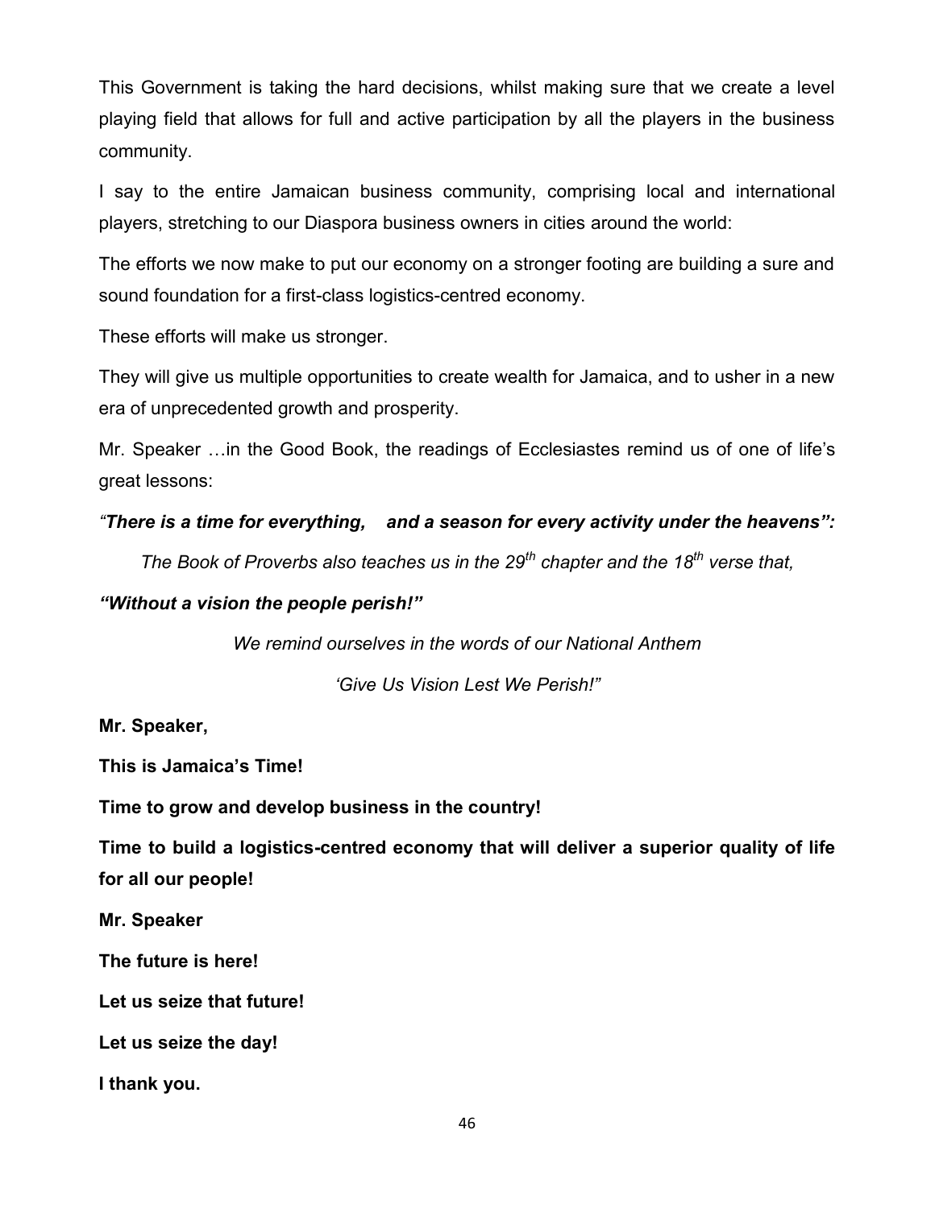This Government is taking the hard decisions, whilst making sure that we create a level playing field that allows for full and active participation by all the players in the business community.

I say to the entire Jamaican business community, comprising local and international players, stretching to our Diaspora business owners in cities around the world:

The efforts we now make to put our economy on a stronger footing are building a sure and sound foundation for a first-class logistics-centred economy.

These efforts will make us stronger.

They will give us multiple opportunities to create wealth for Jamaica, and to usher in a new era of unprecedented growth and prosperity.

Mr. Speaker …in the Good Book, the readings of Ecclesiastes remind us of one of life's great lessons:

*"**There is a time for everything, and a season for every activity under the heavens":***

*The Book of Proverbs also teaches us in the 29th chapter and the 18th verse that,*

***"Without a vision the people perish!"***

*We remind ourselves in the words of our National Anthem*

*'Give Us Vision Lest We Perish!"*

**Mr. Speaker,**

**This is Jamaica's Time!**

**Time to grow and develop business in the country!**

**Time to build a logistics-centred economy that will deliver a superior quality of life for all our people!**

**Mr. Speaker**

**The future is here!**

**Let us seize that future!**

**Let us seize the day!**

**I thank you.**